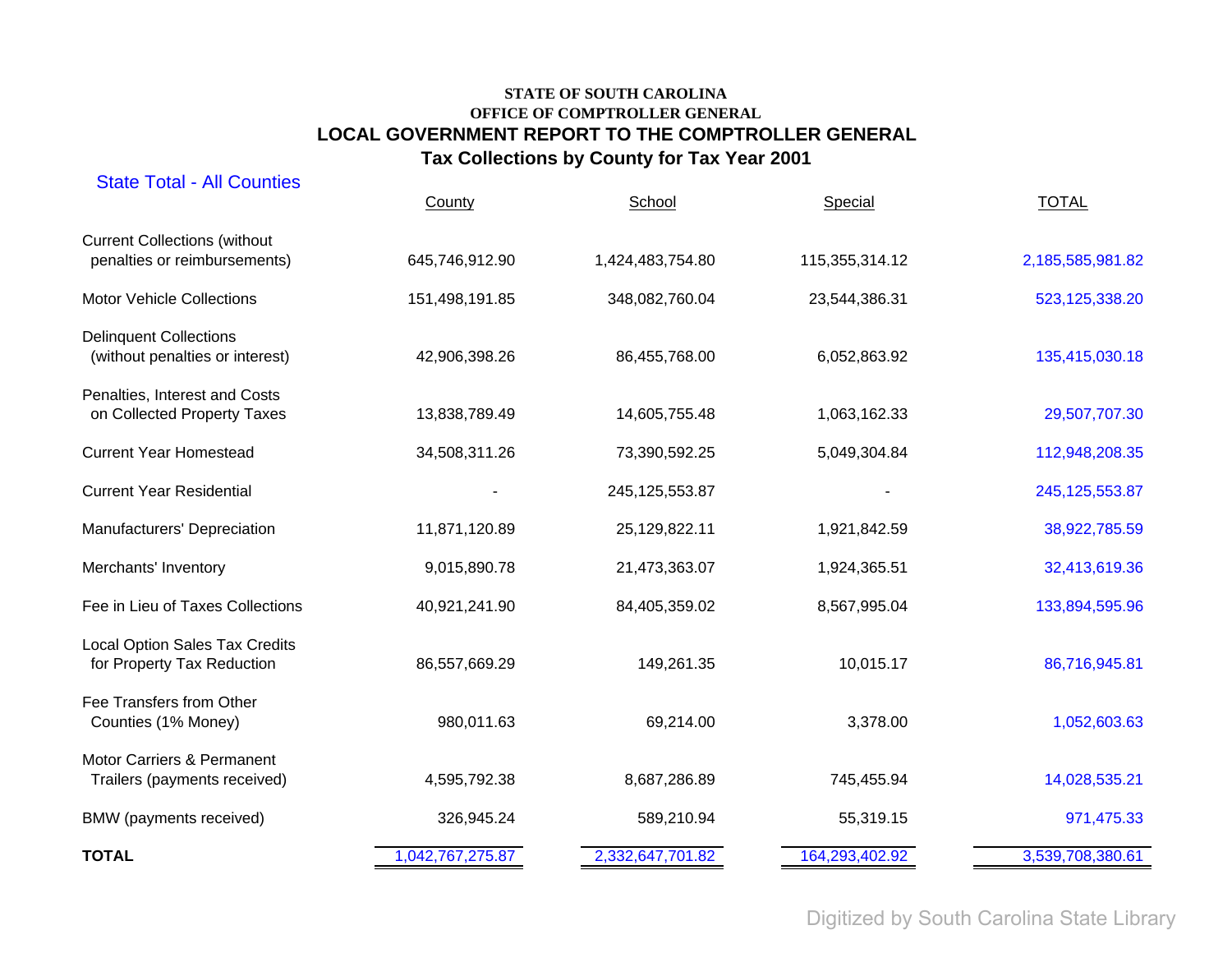# STATE OF SOUTH CAROLINA
## OFFICE OF COMPTROLLER GENERAL
## LOCAL GOVERNMENT REPORT TO THE COMPTROLLER GENERAL
### Tax Collections by County for Tax Year 2001

State Total - All Counties

| | County | School | Special | TOTAL |
|---|---|---|---|---|
| Current Collections (without penalties or reimbursements) | 645,746,912.90 | 1,424,483,754.80 | 115,355,314.12 | 2,185,585,981.82 |
| Motor Vehicle Collections | 151,498,191.85 | 348,082,760.04 | 23,544,386.31 | 523,125,338.20 |
| Delinquent Collections (without penalties or interest) | 42,906,398.26 | 86,455,768.00 | 6,052,863.92 | 135,415,030.18 |
| Penalties, Interest and Costs on Collected Property Taxes | 13,838,789.49 | 14,605,755.48 | 1,063,162.33 | 29,507,707.30 |
| Current Year Homestead | 34,508,311.26 | 73,390,592.25 | 5,049,304.84 | 112,948,208.35 |
| Current Year Residential | - | 245,125,553.87 | - | 245,125,553.87 |
| Manufacturers' Depreciation | 11,871,120.89 | 25,129,822.11 | 1,921,842.59 | 38,922,785.59 |
| Merchants' Inventory | 9,015,890.78 | 21,473,363.07 | 1,924,365.51 | 32,413,619.36 |
| Fee in Lieu of Taxes Collections | 40,921,241.90 | 84,405,359.02 | 8,567,995.04 | 133,894,595.96 |
| Local Option Sales Tax Credits for Property Tax Reduction | 86,557,669.29 | 149,261.35 | 10,015.17 | 86,716,945.81 |
| Fee Transfers from Other Counties (1% Money) | 980,011.63 | 69,214.00 | 3,378.00 | 1,052,603.63 |
| Motor Carriers & Permanent Trailers (payments received) | 4,595,792.38 | 8,687,286.89 | 745,455.94 | 14,028,535.21 |
| BMW (payments received) | 326,945.24 | 589,210.94 | 55,319.15 | 971,475.33 |
| **TOTAL** | 1,042,767,275.87 | 2,332,647,701.82 | 164,293,402.92 | 3,539,708,380.61 |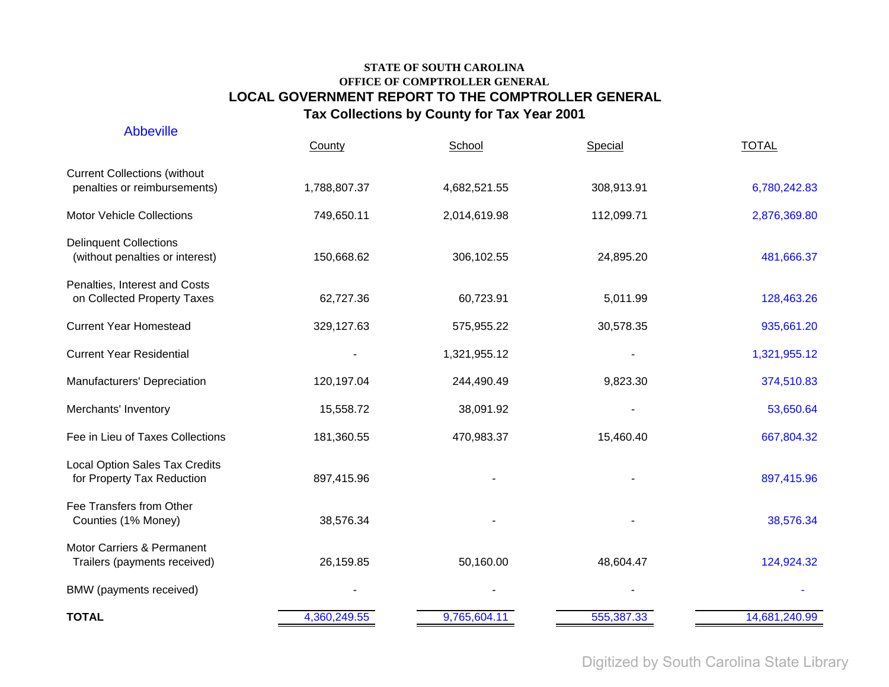**STATE OF SOUTH CAROLINA**
**OFFICE OF COMPTROLLER GENERAL**

## LOCAL GOVERNMENT REPORT TO THE COMPTROLLER GENERAL

## Tax Collections by County for Tax Year 2001

Abbeville

| | County | School | Special | TOTAL |
|---|---|---|---|---|
| Current Collections (without penalties or reimbursements) | 1,788,807.37 | 4,682,521.55 | 308,913.91 | 6,780,242.83 |
| Motor Vehicle Collections | 749,650.11 | 2,014,619.98 | 112,099.71 | 2,876,369.80 |
| Delinquent Collections (without penalties or interest) | 150,668.62 | 306,102.55 | 24,895.20 | 481,666.37 |
| Penalties, Interest and Costs on Collected Property Taxes | 62,727.36 | 60,723.91 | 5,011.99 | 128,463.26 |
| Current Year Homestead | 329,127.63 | 575,955.22 | 30,578.35 | 935,661.20 |
| Current Year Residential | - | 1,321,955.12 | - | 1,321,955.12 |
| Manufacturers' Depreciation | 120,197.04 | 244,490.49 | 9,823.30 | 374,510.83 |
| Merchants' Inventory | 15,558.72 | 38,091.92 | - | 53,650.64 |
| Fee in Lieu of Taxes Collections | 181,360.55 | 470,983.37 | 15,460.40 | 667,804.32 |
| Local Option Sales Tax Credits for Property Tax Reduction | 897,415.96 | - | - | 897,415.96 |
| Fee Transfers from Other Counties (1% Money) | 38,576.34 | - | - | 38,576.34 |
| Motor Carriers & Permanent Trailers (payments received) | 26,159.85 | 50,160.00 | 48,604.47 | 124,924.32 |
| BMW (payments received) | - | - | - | - |
| **TOTAL** | 4,360,249.55 | 9,765,604.11 | 555,387.33 | 14,681,240.99 |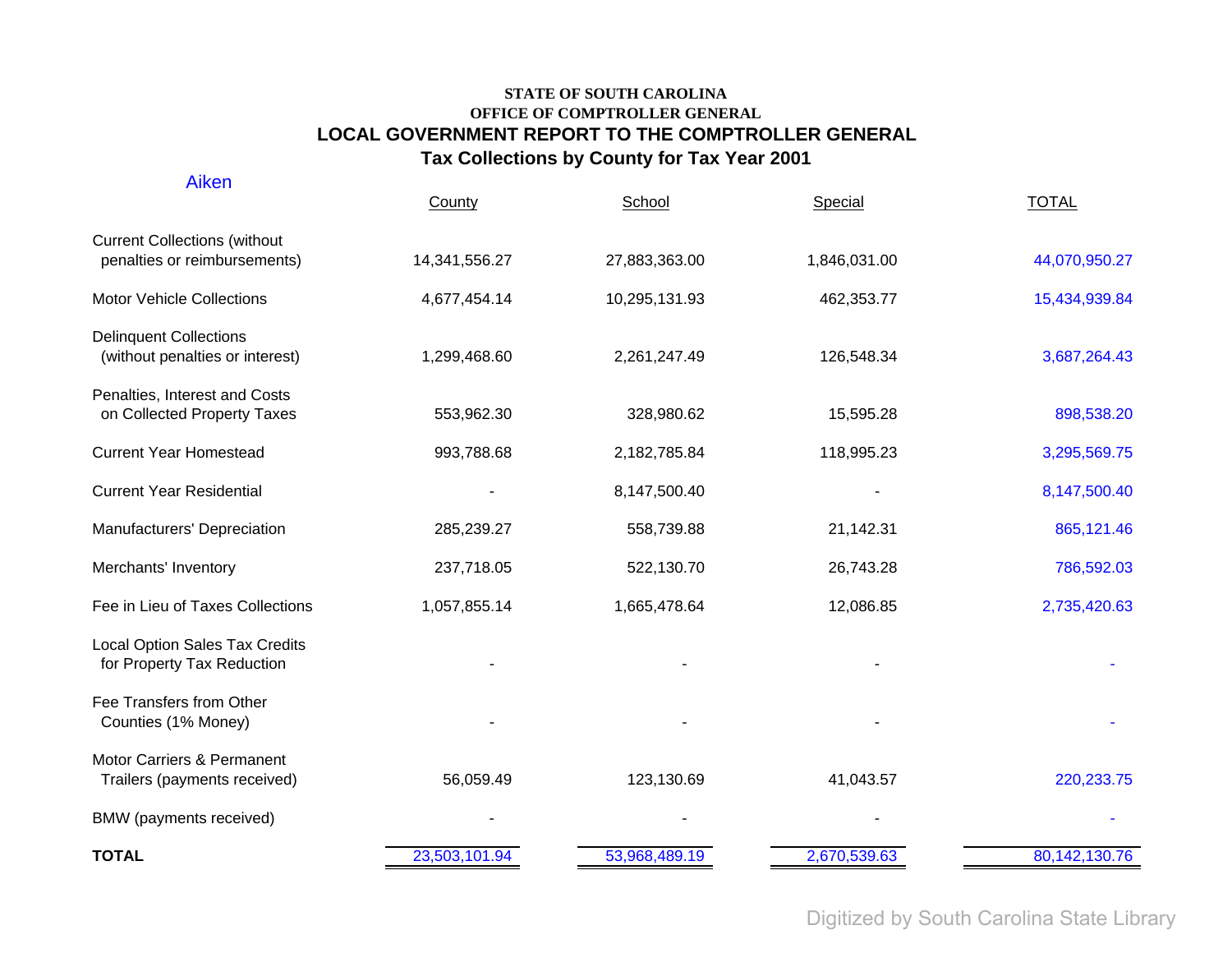**STATE OF SOUTH CAROLINA**
**OFFICE OF COMPTROLLER GENERAL**
## LOCAL GOVERNMENT REPORT TO THE COMPTROLLER GENERAL
### Tax Collections by County for Tax Year 2001

Aiken

| | County | School | Special | TOTAL |
|---|---|---|---|---|
| Current Collections (without penalties or reimbursements) | 14,341,556.27 | 27,883,363.00 | 1,846,031.00 | 44,070,950.27 |
| Motor Vehicle Collections | 4,677,454.14 | 10,295,131.93 | 462,353.77 | 15,434,939.84 |
| Delinquent Collections (without penalties or interest) | 1,299,468.60 | 2,261,247.49 | 126,548.34 | 3,687,264.43 |
| Penalties, Interest and Costs on Collected Property Taxes | 553,962.30 | 328,980.62 | 15,595.28 | 898,538.20 |
| Current Year Homestead | 993,788.68 | 2,182,785.84 | 118,995.23 | 3,295,569.75 |
| Current Year Residential | - | 8,147,500.40 | - | 8,147,500.40 |
| Manufacturers' Depreciation | 285,239.27 | 558,739.88 | 21,142.31 | 865,121.46 |
| Merchants' Inventory | 237,718.05 | 522,130.70 | 26,743.28 | 786,592.03 |
| Fee in Lieu of Taxes Collections | 1,057,855.14 | 1,665,478.64 | 12,086.85 | 2,735,420.63 |
| Local Option Sales Tax Credits for Property Tax Reduction | - | - | - | - |
| Fee Transfers from Other Counties (1% Money) | - | - | - | - |
| Motor Carriers & Permanent Trailers (payments received) | 56,059.49 | 123,130.69 | 41,043.57 | 220,233.75 |
| BMW (payments received) | - | - | - | - |
| **TOTAL** | 23,503,101.94 | 53,968,489.19 | 2,670,539.63 | 80,142,130.76 |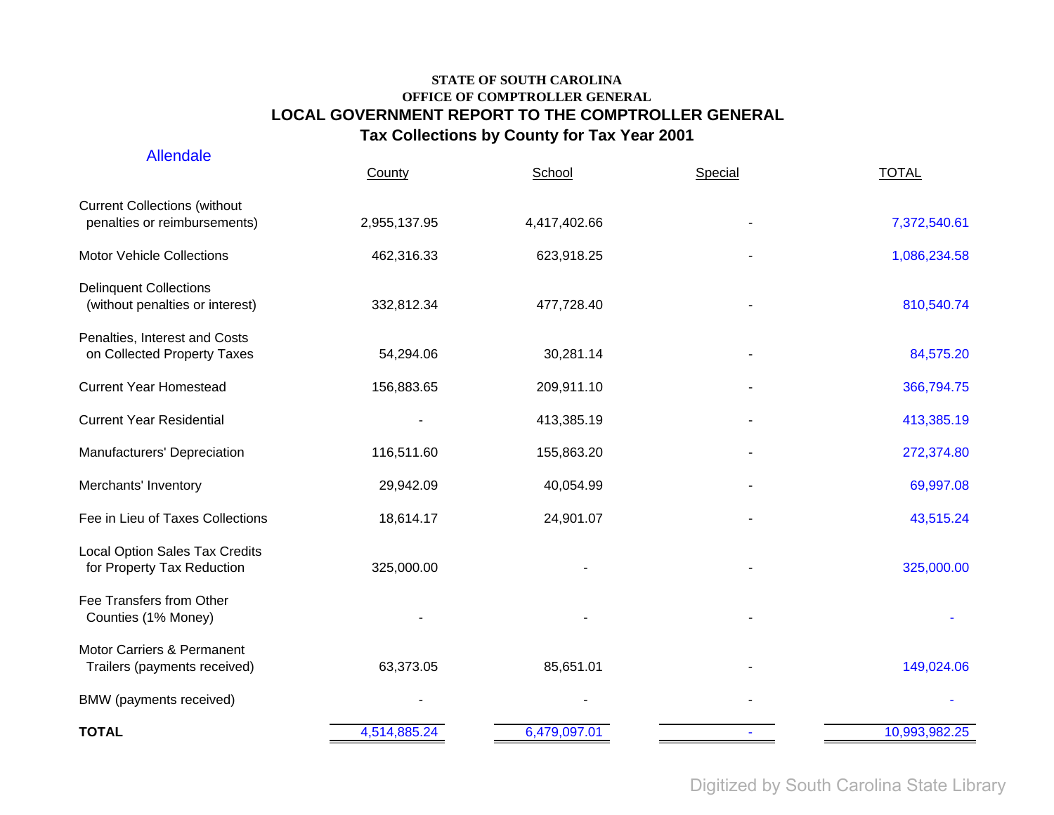**STATE OF SOUTH CAROLINA**
**OFFICE OF COMPTROLLER GENERAL**

# LOCAL GOVERNMENT REPORT TO THE COMPTROLLER GENERAL

## Tax Collections by County for Tax Year 2001

### Allendale

| | County | School | Special | TOTAL |
|---|---|---|---|---|
| Current Collections (without penalties or reimbursements) | 2,955,137.95 | 4,417,402.66 | - | 7,372,540.61 |
| Motor Vehicle Collections | 462,316.33 | 623,918.25 | - | 1,086,234.58 |
| Delinquent Collections (without penalties or interest) | 332,812.34 | 477,728.40 | - | 810,540.74 |
| Penalties, Interest and Costs on Collected Property Taxes | 54,294.06 | 30,281.14 | - | 84,575.20 |
| Current Year Homestead | 156,883.65 | 209,911.10 | - | 366,794.75 |
| Current Year Residential | - | 413,385.19 | - | 413,385.19 |
| Manufacturers' Depreciation | 116,511.60 | 155,863.20 | - | 272,374.80 |
| Merchants' Inventory | 29,942.09 | 40,054.99 | - | 69,997.08 |
| Fee in Lieu of Taxes Collections | 18,614.17 | 24,901.07 | - | 43,515.24 |
| Local Option Sales Tax Credits for Property Tax Reduction | 325,000.00 | - | - | 325,000.00 |
| Fee Transfers from Other Counties (1% Money) | - | - | - | - |
| Motor Carriers & Permanent Trailers (payments received) | 63,373.05 | 85,651.01 | - | 149,024.06 |
| BMW (payments received) | - | - | - | - |
| **TOTAL** | 4,514,885.24 | 6,479,097.01 | - | 10,993,982.25 |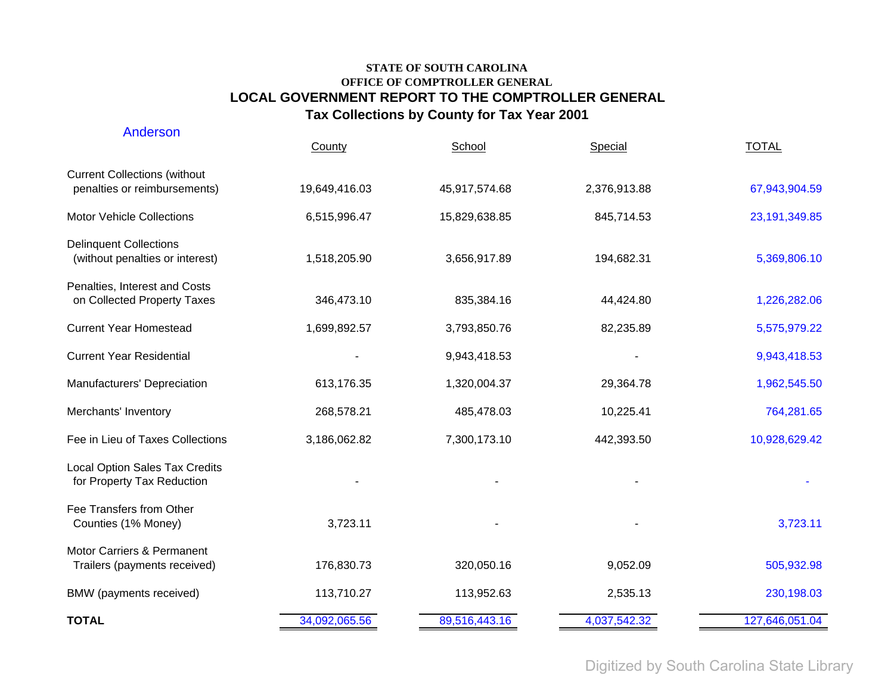**STATE OF SOUTH CAROLINA**
**OFFICE OF COMPTROLLER GENERAL**

## LOCAL GOVERNMENT REPORT TO THE COMPTROLLER GENERAL

## Tax Collections by County for Tax Year 2001

### Anderson

| | County | School | Special | TOTAL |
|---|---|---|---|---|
| Current Collections (without penalties or reimbursements) | 19,649,416.03 | 45,917,574.68 | 2,376,913.88 | 67,943,904.59 |
| Motor Vehicle Collections | 6,515,996.47 | 15,829,638.85 | 845,714.53 | 23,191,349.85 |
| Delinquent Collections (without penalties or interest) | 1,518,205.90 | 3,656,917.89 | 194,682.31 | 5,369,806.10 |
| Penalties, Interest and Costs on Collected Property Taxes | 346,473.10 | 835,384.16 | 44,424.80 | 1,226,282.06 |
| Current Year Homestead | 1,699,892.57 | 3,793,850.76 | 82,235.89 | 5,575,979.22 |
| Current Year Residential | - | 9,943,418.53 | - | 9,943,418.53 |
| Manufacturers' Depreciation | 613,176.35 | 1,320,004.37 | 29,364.78 | 1,962,545.50 |
| Merchants' Inventory | 268,578.21 | 485,478.03 | 10,225.41 | 764,281.65 |
| Fee in Lieu of Taxes Collections | 3,186,062.82 | 7,300,173.10 | 442,393.50 | 10,928,629.42 |
| Local Option Sales Tax Credits for Property Tax Reduction | - | - | - | - |
| Fee Transfers from Other Counties (1% Money) | 3,723.11 | - | - | 3,723.11 |
| Motor Carriers & Permanent Trailers (payments received) | 176,830.73 | 320,050.16 | 9,052.09 | 505,932.98 |
| BMW (payments received) | 113,710.27 | 113,952.63 | 2,535.13 | 230,198.03 |
| **TOTAL** | 34,092,065.56 | 89,516,443.16 | 4,037,542.32 | 127,646,051.04 |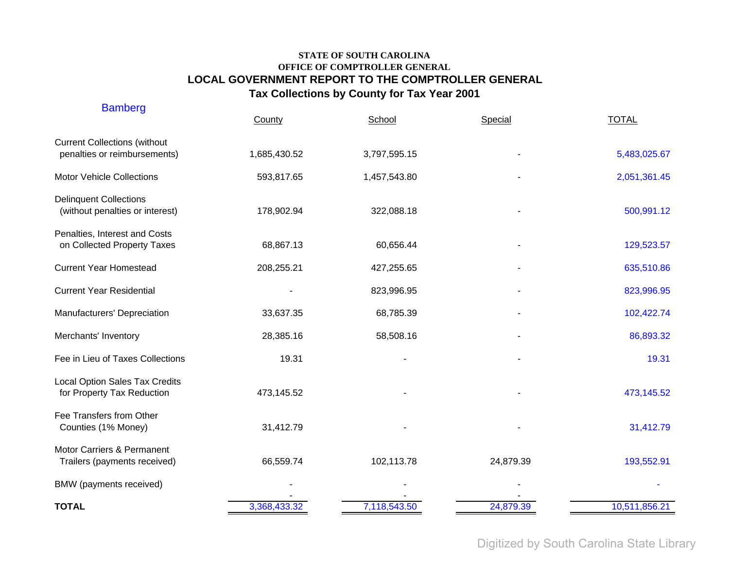**STATE OF SOUTH CAROLINA**
**OFFICE OF COMPTROLLER GENERAL**

# LOCAL GOVERNMENT REPORT TO THE COMPTROLLER GENERAL

## Tax Collections by County for Tax Year 2001

### Bamberg

| | County | School | Special | TOTAL |
|---|---|---|---|---|
| Current Collections (without penalties or reimbursements) | 1,685,430.52 | 3,797,595.15 | - | 5,483,025.67 |
| Motor Vehicle Collections | 593,817.65 | 1,457,543.80 | - | 2,051,361.45 |
| Delinquent Collections (without penalties or interest) | 178,902.94 | 322,088.18 | - | 500,991.12 |
| Penalties, Interest and Costs on Collected Property Taxes | 68,867.13 | 60,656.44 | - | 129,523.57 |
| Current Year Homestead | 208,255.21 | 427,255.65 | - | 635,510.86 |
| Current Year Residential | - | 823,996.95 | - | 823,996.95 |
| Manufacturers' Depreciation | 33,637.35 | 68,785.39 | - | 102,422.74 |
| Merchants' Inventory | 28,385.16 | 58,508.16 | - | 86,893.32 |
| Fee in Lieu of Taxes Collections | 19.31 | - | - | 19.31 |
| Local Option Sales Tax Credits for Property Tax Reduction | 473,145.52 | - | - | 473,145.52 |
| Fee Transfers from Other Counties (1% Money) | 31,412.79 | - | - | 31,412.79 |
| Motor Carriers & Permanent Trailers (payments received) | 66,559.74 | 102,113.78 | 24,879.39 | 193,552.91 |
| BMW (payments received) | - | - | - | - |
| **TOTAL** | 3,368,433.32 | 7,118,543.50 | 24,879.39 | 10,511,856.21 |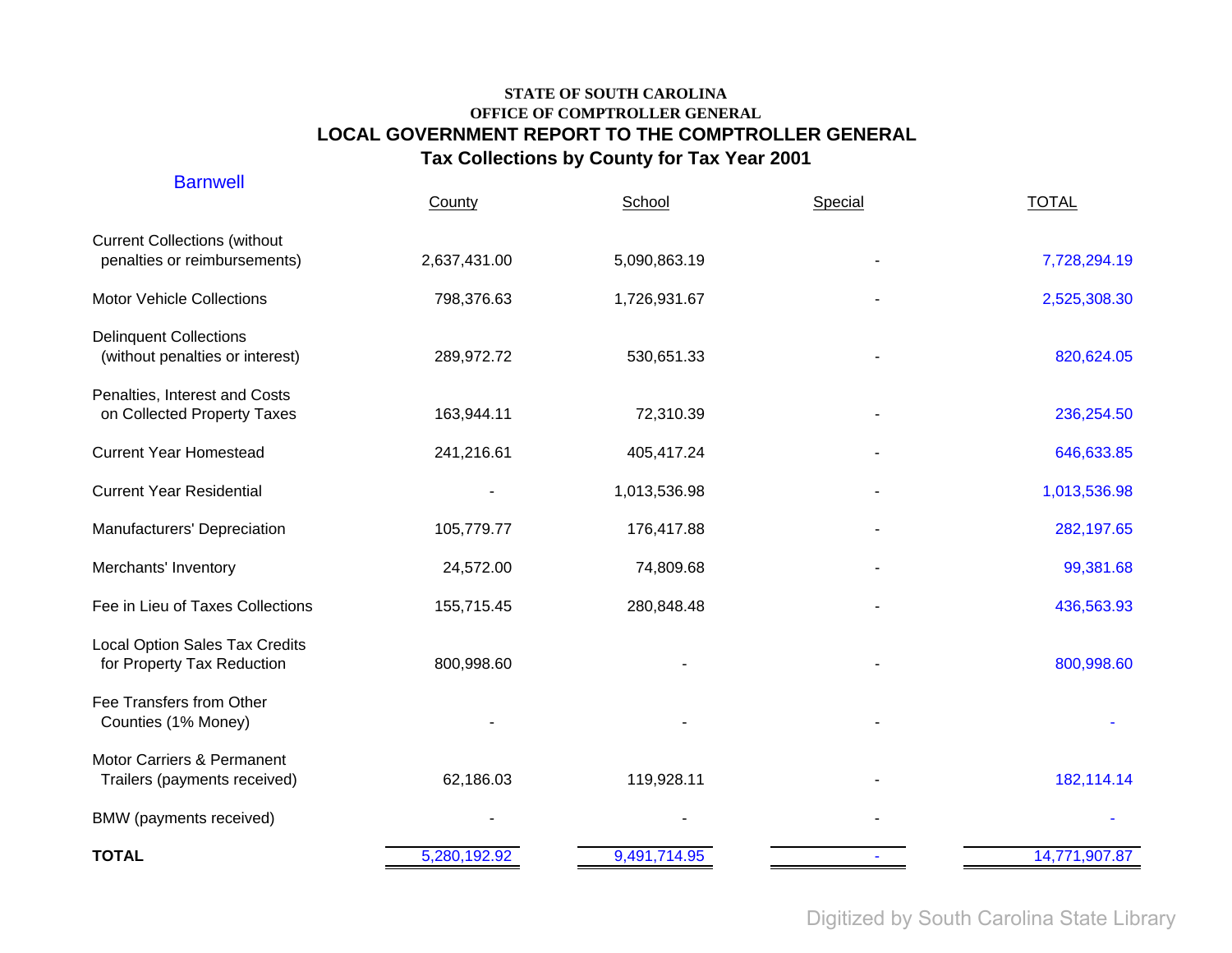**STATE OF SOUTH CAROLINA**
**OFFICE OF COMPTROLLER GENERAL**

## LOCAL GOVERNMENT REPORT TO THE COMPTROLLER GENERAL

### Tax Collections by County for Tax Year 2001

Barnwell

| | County | School | Special | TOTAL |
|---|---|---|---|---|
| Current Collections (without penalties or reimbursements) | 2,637,431.00 | 5,090,863.19 | - | 7,728,294.19 |
| Motor Vehicle Collections | 798,376.63 | 1,726,931.67 | - | 2,525,308.30 |
| Delinquent Collections (without penalties or interest) | 289,972.72 | 530,651.33 | - | 820,624.05 |
| Penalties, Interest and Costs on Collected Property Taxes | 163,944.11 | 72,310.39 | - | 236,254.50 |
| Current Year Homestead | 241,216.61 | 405,417.24 | - | 646,633.85 |
| Current Year Residential | - | 1,013,536.98 | - | 1,013,536.98 |
| Manufacturers' Depreciation | 105,779.77 | 176,417.88 | - | 282,197.65 |
| Merchants' Inventory | 24,572.00 | 74,809.68 | - | 99,381.68 |
| Fee in Lieu of Taxes Collections | 155,715.45 | 280,848.48 | - | 436,563.93 |
| Local Option Sales Tax Credits for Property Tax Reduction | 800,998.60 | - | - | 800,998.60 |
| Fee Transfers from Other Counties (1% Money) | - | - | - | - |
| Motor Carriers & Permanent Trailers (payments received) | 62,186.03 | 119,928.11 | - | 182,114.14 |
| BMW (payments received) | - | - | - | - |
| **TOTAL** | 5,280,192.92 | 9,491,714.95 | - | 14,771,907.87 |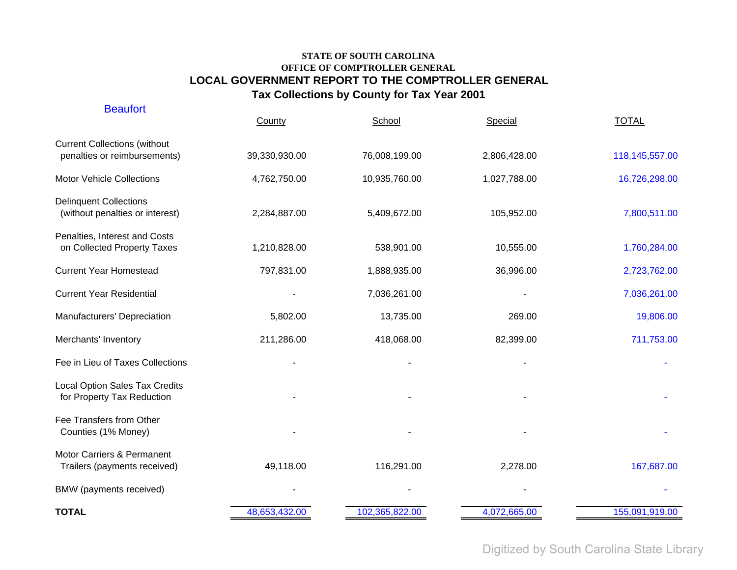**STATE OF SOUTH CAROLINA**
**OFFICE OF COMPTROLLER GENERAL**

# LOCAL GOVERNMENT REPORT TO THE COMPTROLLER GENERAL

## Tax Collections by County for Tax Year 2001

### Beaufort

| | County | School | Special | TOTAL |
|---|---|---|---|---|
| Current Collections (without penalties or reimbursements) | 39,330,930.00 | 76,008,199.00 | 2,806,428.00 | 118,145,557.00 |
| Motor Vehicle Collections | 4,762,750.00 | 10,935,760.00 | 1,027,788.00 | 16,726,298.00 |
| Delinquent Collections (without penalties or interest) | 2,284,887.00 | 5,409,672.00 | 105,952.00 | 7,800,511.00 |
| Penalties, Interest and Costs on Collected Property Taxes | 1,210,828.00 | 538,901.00 | 10,555.00 | 1,760,284.00 |
| Current Year Homestead | 797,831.00 | 1,888,935.00 | 36,996.00 | 2,723,762.00 |
| Current Year Residential | - | 7,036,261.00 | - | 7,036,261.00 |
| Manufacturers' Depreciation | 5,802.00 | 13,735.00 | 269.00 | 19,806.00 |
| Merchants' Inventory | 211,286.00 | 418,068.00 | 82,399.00 | 711,753.00 |
| Fee in Lieu of Taxes Collections | - | - | - | - |
| Local Option Sales Tax Credits for Property Tax Reduction | - | - | - | - |
| Fee Transfers from Other Counties (1% Money) | - | - | - | - |
| Motor Carriers & Permanent Trailers (payments received) | 49,118.00 | 116,291.00 | 2,278.00 | 167,687.00 |
| BMW (payments received) | - | - | - | - |
| **TOTAL** | 48,653,432.00 | 102,365,822.00 | 4,072,665.00 | 155,091,919.00 |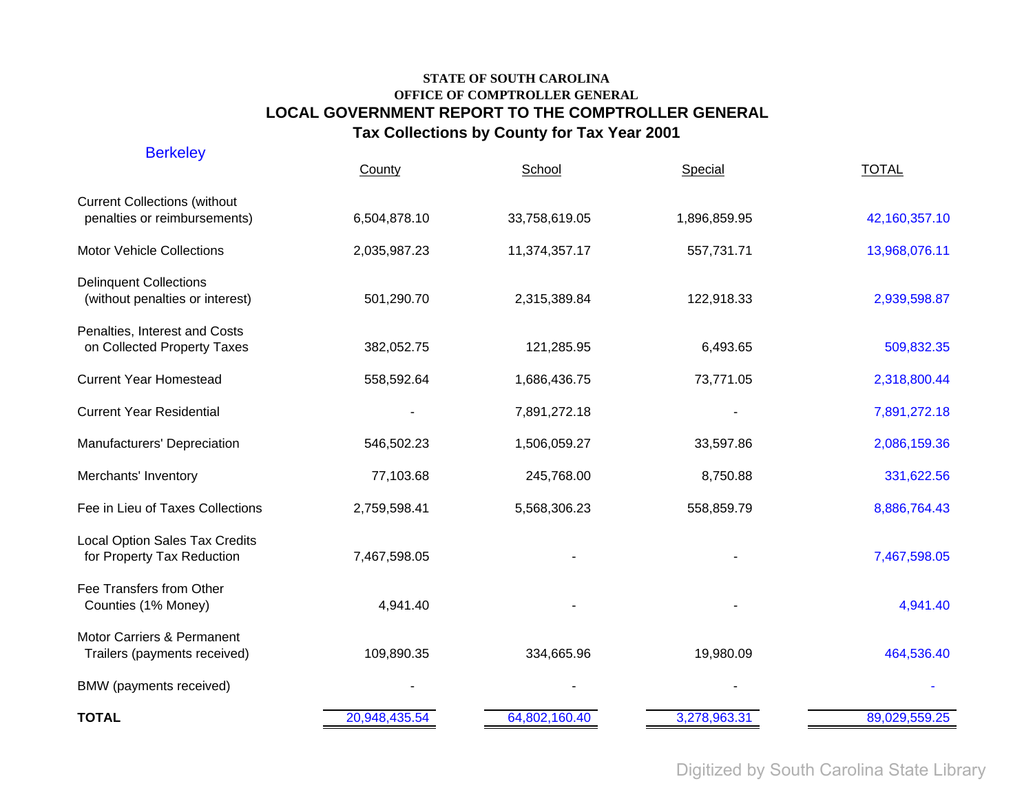**STATE OF SOUTH CAROLINA**
**OFFICE OF COMPTROLLER GENERAL**

## LOCAL GOVERNMENT REPORT TO THE COMPTROLLER GENERAL

### Tax Collections by County for Tax Year 2001

Berkeley

| | County | School | Special | TOTAL |
|---|---|---|---|---|
| Current Collections (without penalties or reimbursements) | 6,504,878.10 | 33,758,619.05 | 1,896,859.95 | 42,160,357.10 |
| Motor Vehicle Collections | 2,035,987.23 | 11,374,357.17 | 557,731.71 | 13,968,076.11 |
| Delinquent Collections (without penalties or interest) | 501,290.70 | 2,315,389.84 | 122,918.33 | 2,939,598.87 |
| Penalties, Interest and Costs on Collected Property Taxes | 382,052.75 | 121,285.95 | 6,493.65 | 509,832.35 |
| Current Year Homestead | 558,592.64 | 1,686,436.75 | 73,771.05 | 2,318,800.44 |
| Current Year Residential | - | 7,891,272.18 | - | 7,891,272.18 |
| Manufacturers' Depreciation | 546,502.23 | 1,506,059.27 | 33,597.86 | 2,086,159.36 |
| Merchants' Inventory | 77,103.68 | 245,768.00 | 8,750.88 | 331,622.56 |
| Fee in Lieu of Taxes Collections | 2,759,598.41 | 5,568,306.23 | 558,859.79 | 8,886,764.43 |
| Local Option Sales Tax Credits for Property Tax Reduction | 7,467,598.05 | - | - | 7,467,598.05 |
| Fee Transfers from Other Counties (1% Money) | 4,941.40 | - | - | 4,941.40 |
| Motor Carriers & Permanent Trailers (payments received) | 109,890.35 | 334,665.96 | 19,980.09 | 464,536.40 |
| BMW (payments received) | - | - | - | - |
| **TOTAL** | 20,948,435.54 | 64,802,160.40 | 3,278,963.31 | 89,029,559.25 |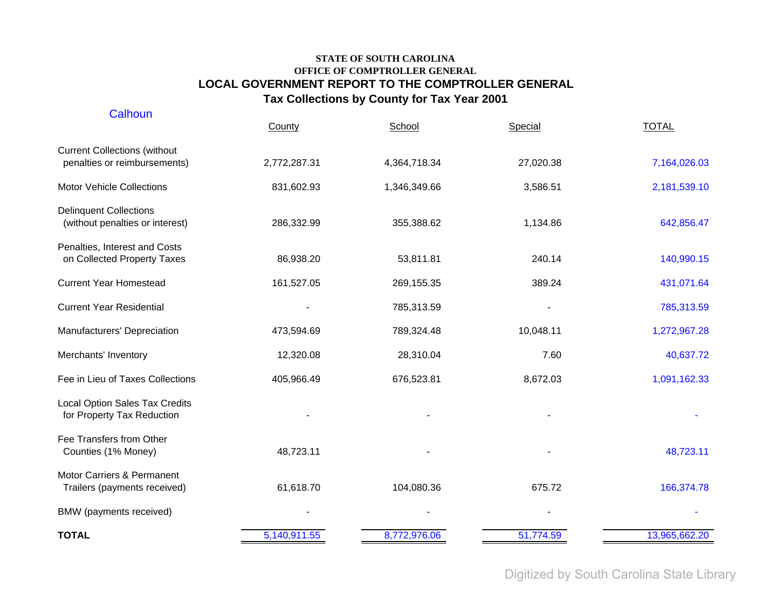**STATE OF SOUTH CAROLINA**
**OFFICE OF COMPTROLLER GENERAL**

# LOCAL GOVERNMENT REPORT TO THE COMPTROLLER GENERAL

## Tax Collections by County for Tax Year 2001

### Calhoun

| | County | School | Special | TOTAL |
|---|---|---|---|---|
| Current Collections (without penalties or reimbursements) | 2,772,287.31 | 4,364,718.34 | 27,020.38 | 7,164,026.03 |
| Motor Vehicle Collections | 831,602.93 | 1,346,349.66 | 3,586.51 | 2,181,539.10 |
| Delinquent Collections (without penalties or interest) | 286,332.99 | 355,388.62 | 1,134.86 | 642,856.47 |
| Penalties, Interest and Costs on Collected Property Taxes | 86,938.20 | 53,811.81 | 240.14 | 140,990.15 |
| Current Year Homestead | 161,527.05 | 269,155.35 | 389.24 | 431,071.64 |
| Current Year Residential | - | 785,313.59 | - | 785,313.59 |
| Manufacturers' Depreciation | 473,594.69 | 789,324.48 | 10,048.11 | 1,272,967.28 |
| Merchants' Inventory | 12,320.08 | 28,310.04 | 7.60 | 40,637.72 |
| Fee in Lieu of Taxes Collections | 405,966.49 | 676,523.81 | 8,672.03 | 1,091,162.33 |
| Local Option Sales Tax Credits for Property Tax Reduction | - | - | - | - |
| Fee Transfers from Other Counties (1% Money) | 48,723.11 | - | - | 48,723.11 |
| Motor Carriers & Permanent Trailers (payments received) | 61,618.70 | 104,080.36 | 675.72 | 166,374.78 |
| BMW (payments received) | - | - | - | - |
| **TOTAL** | 5,140,911.55 | 8,772,976.06 | 51,774.59 | 13,965,662.20 |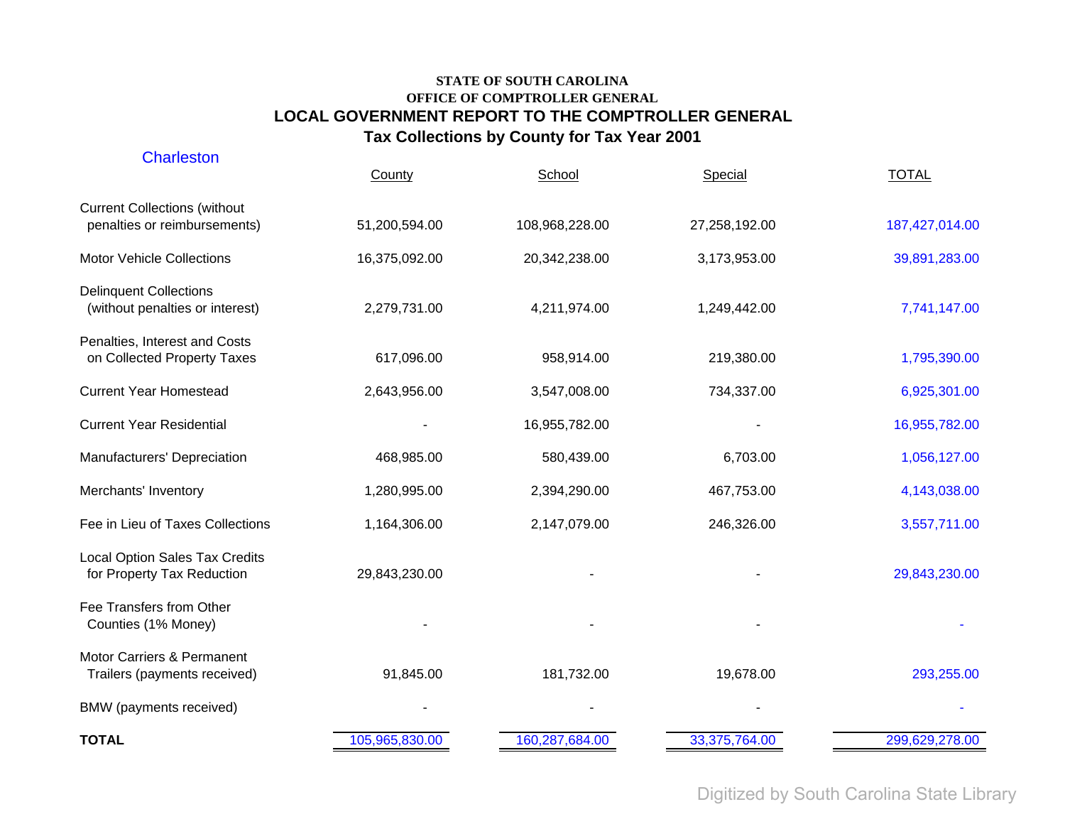**STATE OF SOUTH CAROLINA**
**OFFICE OF COMPTROLLER GENERAL**

## LOCAL GOVERNMENT REPORT TO THE COMPTROLLER GENERAL

### Tax Collections by County for Tax Year 2001

Charleston

| | County | School | Special | TOTAL |
|---|---|---|---|---|
| Current Collections (without penalties or reimbursements) | 51,200,594.00 | 108,968,228.00 | 27,258,192.00 | 187,427,014.00 |
| Motor Vehicle Collections | 16,375,092.00 | 20,342,238.00 | 3,173,953.00 | 39,891,283.00 |
| Delinquent Collections (without penalties or interest) | 2,279,731.00 | 4,211,974.00 | 1,249,442.00 | 7,741,147.00 |
| Penalties, Interest and Costs on Collected Property Taxes | 617,096.00 | 958,914.00 | 219,380.00 | 1,795,390.00 |
| Current Year Homestead | 2,643,956.00 | 3,547,008.00 | 734,337.00 | 6,925,301.00 |
| Current Year Residential | - | 16,955,782.00 | - | 16,955,782.00 |
| Manufacturers' Depreciation | 468,985.00 | 580,439.00 | 6,703.00 | 1,056,127.00 |
| Merchants' Inventory | 1,280,995.00 | 2,394,290.00 | 467,753.00 | 4,143,038.00 |
| Fee in Lieu of Taxes Collections | 1,164,306.00 | 2,147,079.00 | 246,326.00 | 3,557,711.00 |
| Local Option Sales Tax Credits for Property Tax Reduction | 29,843,230.00 | - | - | 29,843,230.00 |
| Fee Transfers from Other Counties (1% Money) | - | - | - | - |
| Motor Carriers & Permanent Trailers (payments received) | 91,845.00 | 181,732.00 | 19,678.00 | 293,255.00 |
| BMW (payments received) | - | - | - | - |
| **TOTAL** | 105,965,830.00 | 160,287,684.00 | 33,375,764.00 | 299,629,278.00 |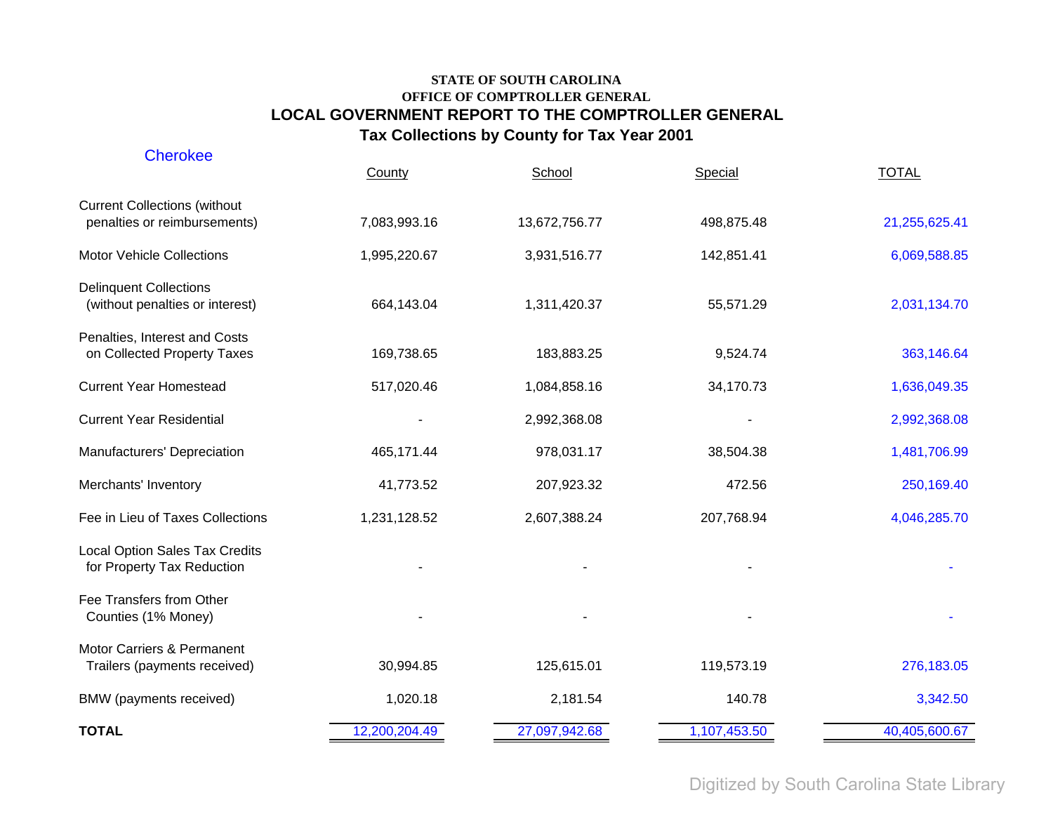**STATE OF SOUTH CAROLINA**
**OFFICE OF COMPTROLLER GENERAL**

## LOCAL GOVERNMENT REPORT TO THE COMPTROLLER GENERAL

## Tax Collections by County for Tax Year 2001

Cherokee

| | County | School | Special | TOTAL |
|---|---|---|---|---|
| Current Collections (without penalties or reimbursements) | 7,083,993.16 | 13,672,756.77 | 498,875.48 | 21,255,625.41 |
| Motor Vehicle Collections | 1,995,220.67 | 3,931,516.77 | 142,851.41 | 6,069,588.85 |
| Delinquent Collections (without penalties or interest) | 664,143.04 | 1,311,420.37 | 55,571.29 | 2,031,134.70 |
| Penalties, Interest and Costs on Collected Property Taxes | 169,738.65 | 183,883.25 | 9,524.74 | 363,146.64 |
| Current Year Homestead | 517,020.46 | 1,084,858.16 | 34,170.73 | 1,636,049.35 |
| Current Year Residential | - | 2,992,368.08 | - | 2,992,368.08 |
| Manufacturers' Depreciation | 465,171.44 | 978,031.17 | 38,504.38 | 1,481,706.99 |
| Merchants' Inventory | 41,773.52 | 207,923.32 | 472.56 | 250,169.40 |
| Fee in Lieu of Taxes Collections | 1,231,128.52 | 2,607,388.24 | 207,768.94 | 4,046,285.70 |
| Local Option Sales Tax Credits for Property Tax Reduction | - | - | - | - |
| Fee Transfers from Other Counties (1% Money) | - | - | - | - |
| Motor Carriers & Permanent Trailers (payments received) | 30,994.85 | 125,615.01 | 119,573.19 | 276,183.05 |
| BMW (payments received) | 1,020.18 | 2,181.54 | 140.78 | 3,342.50 |
| **TOTAL** | 12,200,204.49 | 27,097,942.68 | 1,107,453.50 | 40,405,600.67 |

Digitized by South Carolina State Library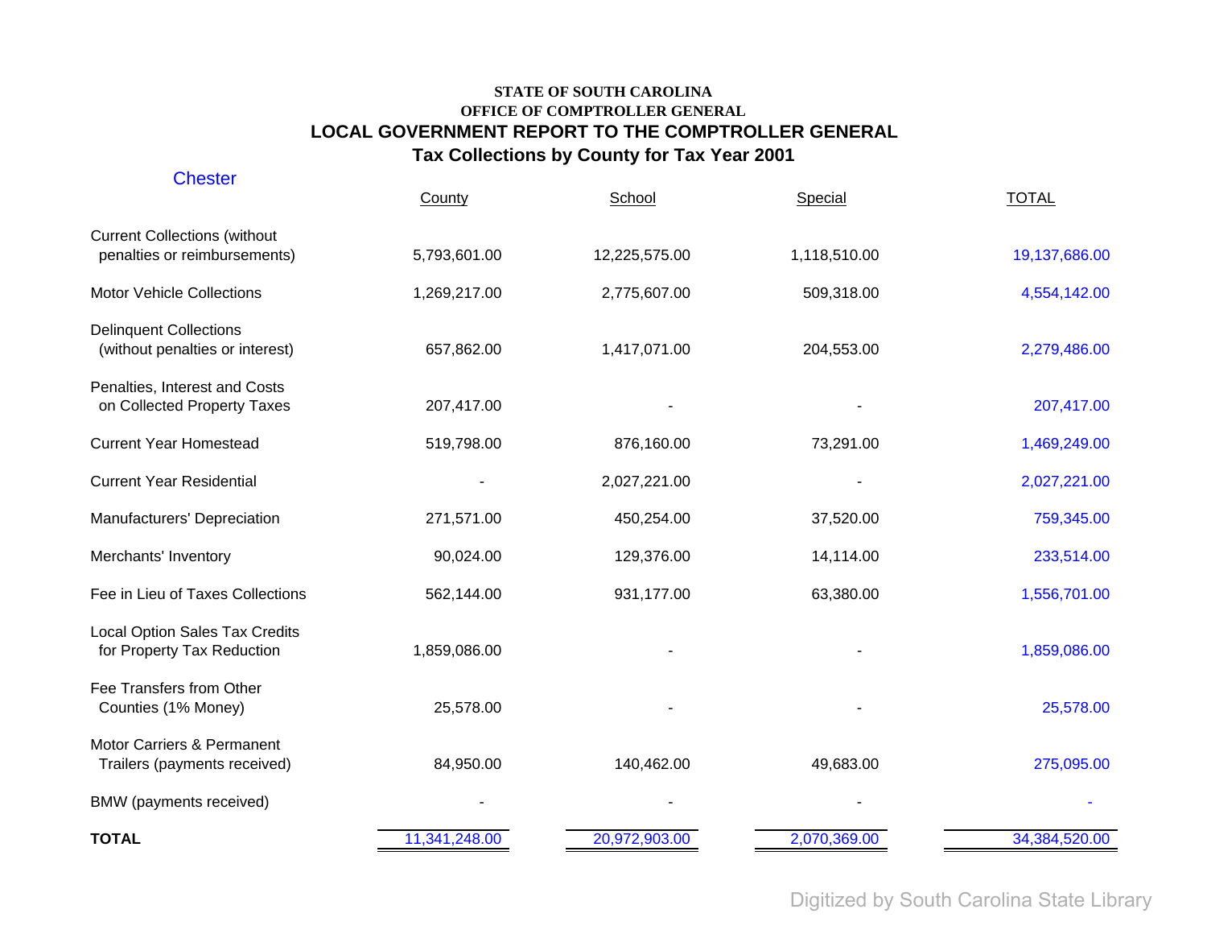**STATE OF SOUTH CAROLINA**

**OFFICE OF COMPTROLLER GENERAL**

## LOCAL GOVERNMENT REPORT TO THE COMPTROLLER GENERAL

### Tax Collections by County for Tax Year 2001

Chester

| | County | School | Special | TOTAL |
|---|---|---|---|---|
| Current Collections (without penalties or reimbursements) | 5,793,601.00 | 12,225,575.00 | 1,118,510.00 | 19,137,686.00 |
| Motor Vehicle Collections | 1,269,217.00 | 2,775,607.00 | 509,318.00 | 4,554,142.00 |
| Delinquent Collections (without penalties or interest) | 657,862.00 | 1,417,071.00 | 204,553.00 | 2,279,486.00 |
| Penalties, Interest and Costs on Collected Property Taxes | 207,417.00 | - | - | 207,417.00 |
| Current Year Homestead | 519,798.00 | 876,160.00 | 73,291.00 | 1,469,249.00 |
| Current Year Residential | - | 2,027,221.00 | - | 2,027,221.00 |
| Manufacturers' Depreciation | 271,571.00 | 450,254.00 | 37,520.00 | 759,345.00 |
| Merchants' Inventory | 90,024.00 | 129,376.00 | 14,114.00 | 233,514.00 |
| Fee in Lieu of Taxes Collections | 562,144.00 | 931,177.00 | 63,380.00 | 1,556,701.00 |
| Local Option Sales Tax Credits for Property Tax Reduction | 1,859,086.00 | - | - | 1,859,086.00 |
| Fee Transfers from Other Counties (1% Money) | 25,578.00 | - | - | 25,578.00 |
| Motor Carriers & Permanent Trailers (payments received) | 84,950.00 | 140,462.00 | 49,683.00 | 275,095.00 |
| BMW (payments received) | - | - | - | - |
| **TOTAL** | 11,341,248.00 | 20,972,903.00 | 2,070,369.00 | 34,384,520.00 |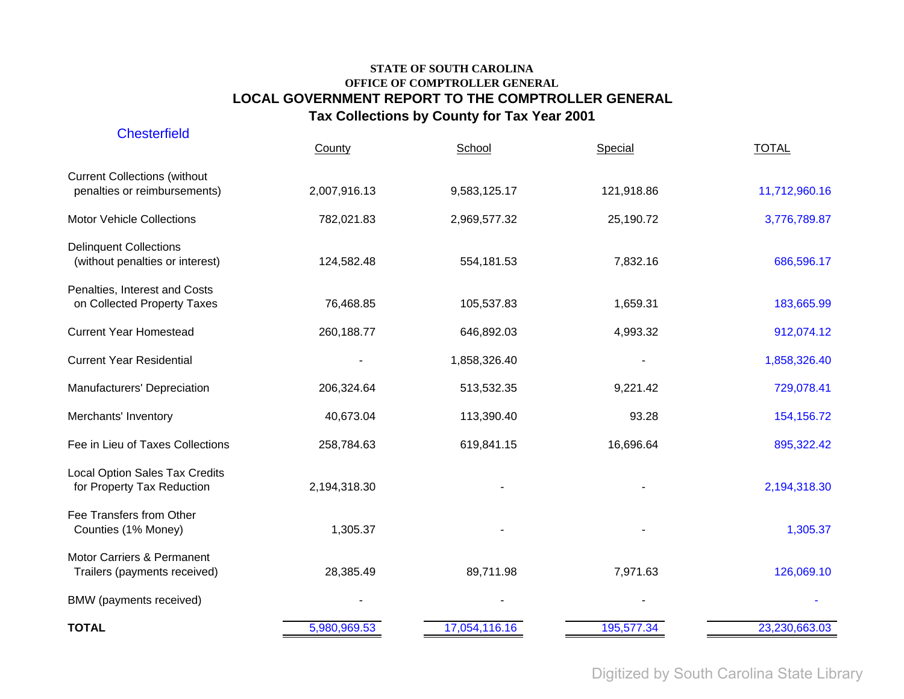**STATE OF SOUTH CAROLINA**
**OFFICE OF COMPTROLLER GENERAL**

# LOCAL GOVERNMENT REPORT TO THE COMPTROLLER GENERAL

## Tax Collections by County for Tax Year 2001

Chesterfield

| | County | School | Special | TOTAL |
|---|---|---|---|---|
| Current Collections (without penalties or reimbursements) | 2,007,916.13 | 9,583,125.17 | 121,918.86 | 11,712,960.16 |
| Motor Vehicle Collections | 782,021.83 | 2,969,577.32 | 25,190.72 | 3,776,789.87 |
| Delinquent Collections (without penalties or interest) | 124,582.48 | 554,181.53 | 7,832.16 | 686,596.17 |
| Penalties, Interest and Costs on Collected Property Taxes | 76,468.85 | 105,537.83 | 1,659.31 | 183,665.99 |
| Current Year Homestead | 260,188.77 | 646,892.03 | 4,993.32 | 912,074.12 |
| Current Year Residential | - | 1,858,326.40 | - | 1,858,326.40 |
| Manufacturers' Depreciation | 206,324.64 | 513,532.35 | 9,221.42 | 729,078.41 |
| Merchants' Inventory | 40,673.04 | 113,390.40 | 93.28 | 154,156.72 |
| Fee in Lieu of Taxes Collections | 258,784.63 | 619,841.15 | 16,696.64 | 895,322.42 |
| Local Option Sales Tax Credits for Property Tax Reduction | 2,194,318.30 | - | - | 2,194,318.30 |
| Fee Transfers from Other Counties (1% Money) | 1,305.37 | - | - | 1,305.37 |
| Motor Carriers & Permanent Trailers (payments received) | 28,385.49 | 89,711.98 | 7,971.63 | 126,069.10 |
| BMW (payments received) | - | - | - | - |
| **TOTAL** | 5,980,969.53 | 17,054,116.16 | 195,577.34 | 23,230,663.03 |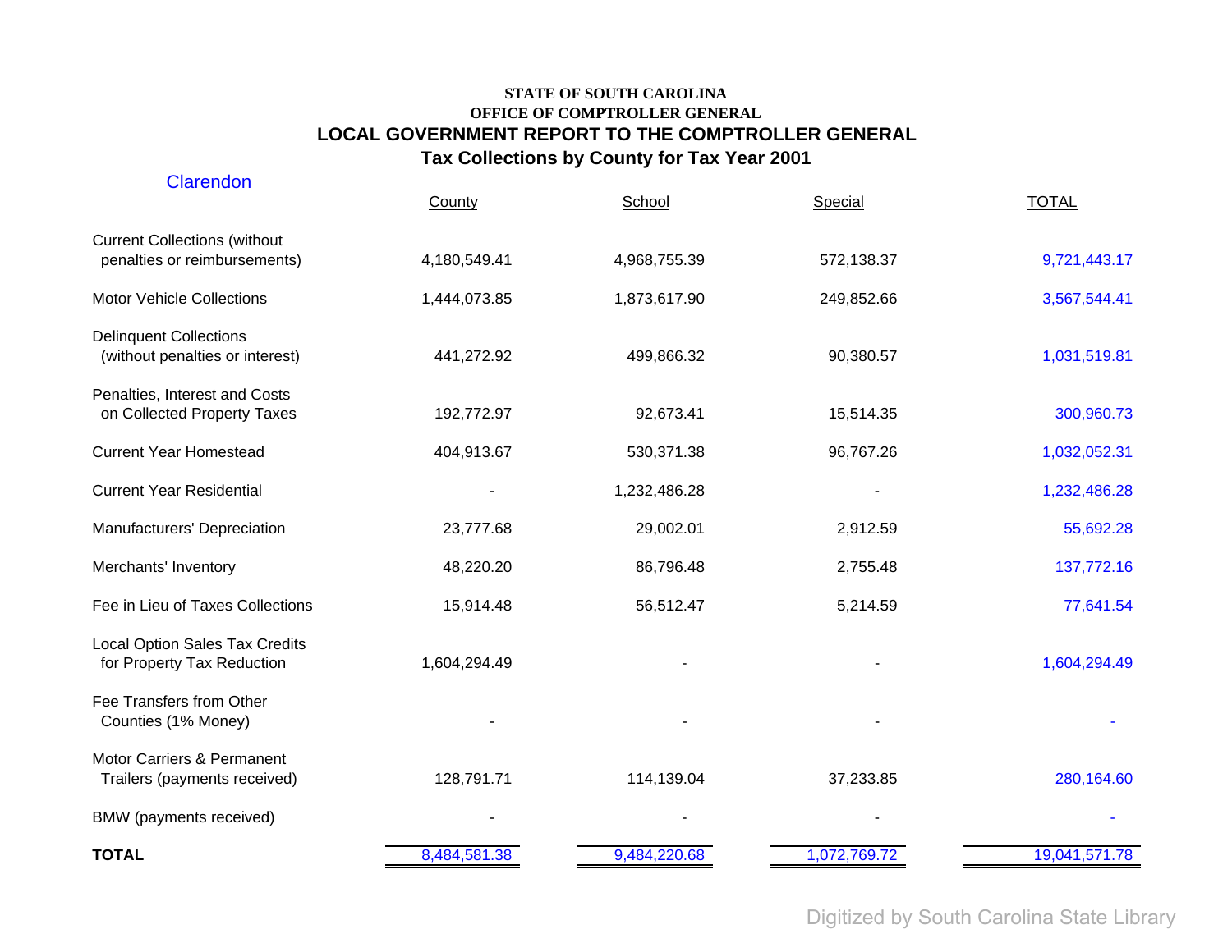**STATE OF SOUTH CAROLINA**
**OFFICE OF COMPTROLLER GENERAL**

# LOCAL GOVERNMENT REPORT TO THE COMPTROLLER GENERAL

## Tax Collections by County for Tax Year 2001

Clarendon

| | County | School | Special | TOTAL |
|---|---|---|---|---|
| Current Collections (without penalties or reimbursements) | 4,180,549.41 | 4,968,755.39 | 572,138.37 | 9,721,443.17 |
| Motor Vehicle Collections | 1,444,073.85 | 1,873,617.90 | 249,852.66 | 3,567,544.41 |
| Delinquent Collections (without penalties or interest) | 441,272.92 | 499,866.32 | 90,380.57 | 1,031,519.81 |
| Penalties, Interest and Costs on Collected Property Taxes | 192,772.97 | 92,673.41 | 15,514.35 | 300,960.73 |
| Current Year Homestead | 404,913.67 | 530,371.38 | 96,767.26 | 1,032,052.31 |
| Current Year Residential | - | 1,232,486.28 | - | 1,232,486.28 |
| Manufacturers' Depreciation | 23,777.68 | 29,002.01 | 2,912.59 | 55,692.28 |
| Merchants' Inventory | 48,220.20 | 86,796.48 | 2,755.48 | 137,772.16 |
| Fee in Lieu of Taxes Collections | 15,914.48 | 56,512.47 | 5,214.59 | 77,641.54 |
| Local Option Sales Tax Credits for Property Tax Reduction | 1,604,294.49 | - | - | 1,604,294.49 |
| Fee Transfers from Other Counties (1% Money) | - | - | - | - |
| Motor Carriers & Permanent Trailers (payments received) | 128,791.71 | 114,139.04 | 37,233.85 | 280,164.60 |
| BMW (payments received) | - | - | - | - |
| **TOTAL** | 8,484,581.38 | 9,484,220.68 | 1,072,769.72 | 19,041,571.78 |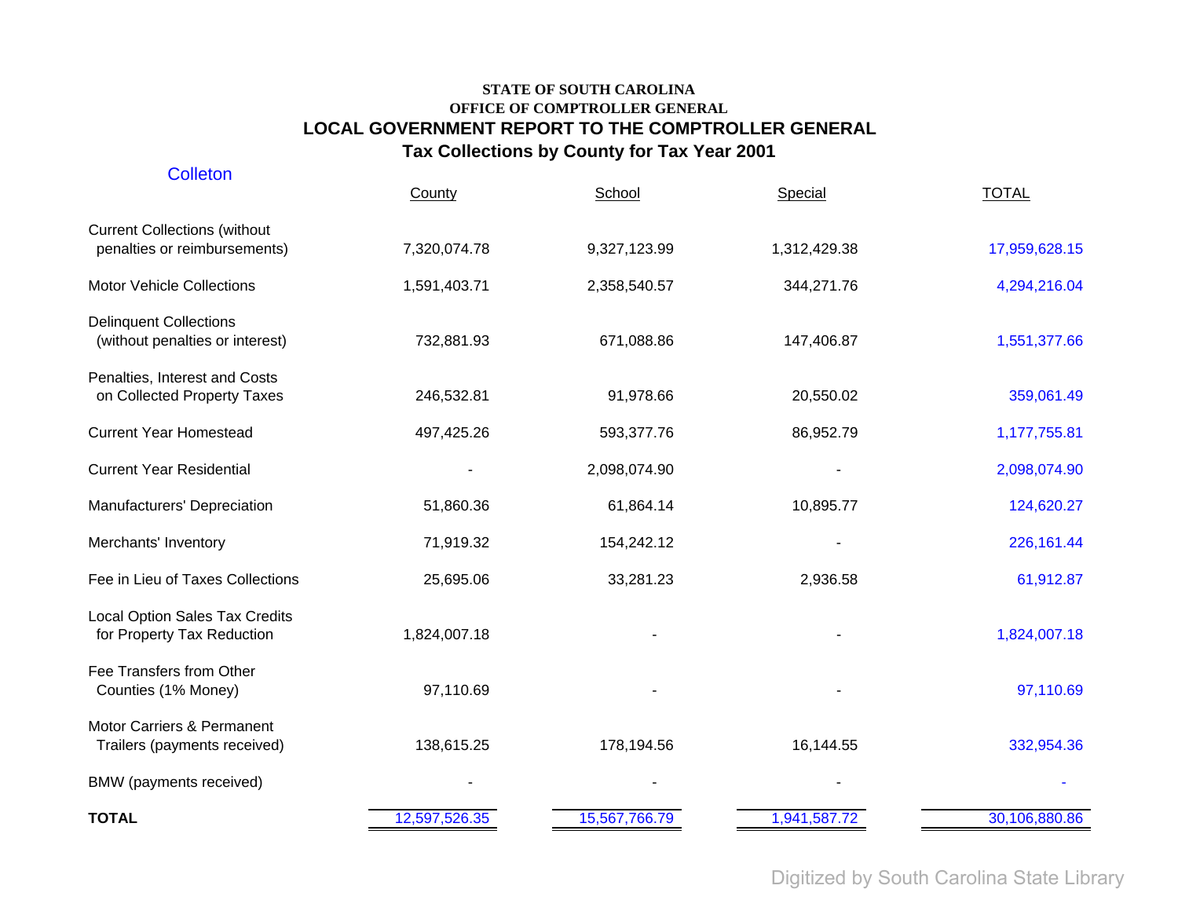**STATE OF SOUTH CAROLINA**
**OFFICE OF COMPTROLLER GENERAL**

## LOCAL GOVERNMENT REPORT TO THE COMPTROLLER GENERAL

## Tax Collections by County for Tax Year 2001

Colleton

| | County | School | Special | TOTAL |
|---|---|---|---|---|
| Current Collections (without penalties or reimbursements) | 7,320,074.78 | 9,327,123.99 | 1,312,429.38 | 17,959,628.15 |
| Motor Vehicle Collections | 1,591,403.71 | 2,358,540.57 | 344,271.76 | 4,294,216.04 |
| Delinquent Collections (without penalties or interest) | 732,881.93 | 671,088.86 | 147,406.87 | 1,551,377.66 |
| Penalties, Interest and Costs on Collected Property Taxes | 246,532.81 | 91,978.66 | 20,550.02 | 359,061.49 |
| Current Year Homestead | 497,425.26 | 593,377.76 | 86,952.79 | 1,177,755.81 |
| Current Year Residential | - | 2,098,074.90 | - | 2,098,074.90 |
| Manufacturers' Depreciation | 51,860.36 | 61,864.14 | 10,895.77 | 124,620.27 |
| Merchants' Inventory | 71,919.32 | 154,242.12 | - | 226,161.44 |
| Fee in Lieu of Taxes Collections | 25,695.06 | 33,281.23 | 2,936.58 | 61,912.87 |
| Local Option Sales Tax Credits for Property Tax Reduction | 1,824,007.18 | - | - | 1,824,007.18 |
| Fee Transfers from Other Counties (1% Money) | 97,110.69 | - | - | 97,110.69 |
| Motor Carriers & Permanent Trailers (payments received) | 138,615.25 | 178,194.56 | 16,144.55 | 332,954.36 |
| BMW (payments received) | - | - | - | - |
| **TOTAL** | 12,597,526.35 | 15,567,766.79 | 1,941,587.72 | 30,106,880.86 |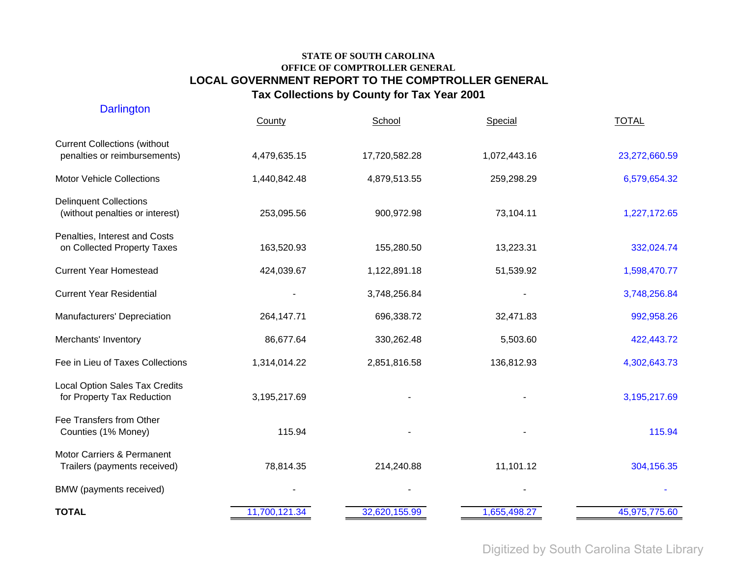STATE OF SOUTH CAROLINA
OFFICE OF COMPTROLLER GENERAL

## LOCAL GOVERNMENT REPORT TO THE COMPTROLLER GENERAL

## Tax Collections by County for Tax Year 2001

Darlington

| | County | School | Special | TOTAL |
|---|---|---|---|---|
| Current Collections (without penalties or reimbursements) | 4,479,635.15 | 17,720,582.28 | 1,072,443.16 | 23,272,660.59 |
| Motor Vehicle Collections | 1,440,842.48 | 4,879,513.55 | 259,298.29 | 6,579,654.32 |
| Delinquent Collections (without penalties or interest) | 253,095.56 | 900,972.98 | 73,104.11 | 1,227,172.65 |
| Penalties, Interest and Costs on Collected Property Taxes | 163,520.93 | 155,280.50 | 13,223.31 | 332,024.74 |
| Current Year Homestead | 424,039.67 | 1,122,891.18 | 51,539.92 | 1,598,470.77 |
| Current Year Residential | - | 3,748,256.84 | - | 3,748,256.84 |
| Manufacturers' Depreciation | 264,147.71 | 696,338.72 | 32,471.83 | 992,958.26 |
| Merchants' Inventory | 86,677.64 | 330,262.48 | 5,503.60 | 422,443.72 |
| Fee in Lieu of Taxes Collections | 1,314,014.22 | 2,851,816.58 | 136,812.93 | 4,302,643.73 |
| Local Option Sales Tax Credits for Property Tax Reduction | 3,195,217.69 | - | - | 3,195,217.69 |
| Fee Transfers from Other Counties (1% Money) | 115.94 | - | - | 115.94 |
| Motor Carriers & Permanent Trailers (payments received) | 78,814.35 | 214,240.88 | 11,101.12 | 304,156.35 |
| BMW (payments received) | - | - | - | - |
| **TOTAL** | 11,700,121.34 | 32,620,155.99 | 1,655,498.27 | 45,975,775.60 |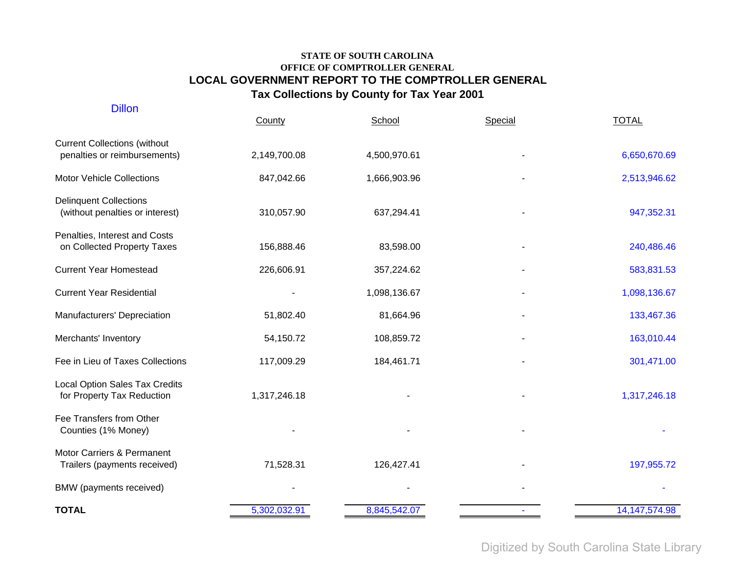**STATE OF SOUTH CAROLINA**
**OFFICE OF COMPTROLLER GENERAL**

# LOCAL GOVERNMENT REPORT TO THE COMPTROLLER GENERAL

## Tax Collections by County for Tax Year 2001

Dillon

| | County | School | Special | TOTAL |
|---|---|---|---|---|
| Current Collections (without penalties or reimbursements) | 2,149,700.08 | 4,500,970.61 | - | 6,650,670.69 |
| Motor Vehicle Collections | 847,042.66 | 1,666,903.96 | - | 2,513,946.62 |
| Delinquent Collections (without penalties or interest) | 310,057.90 | 637,294.41 | - | 947,352.31 |
| Penalties, Interest and Costs on Collected Property Taxes | 156,888.46 | 83,598.00 | - | 240,486.46 |
| Current Year Homestead | 226,606.91 | 357,224.62 | - | 583,831.53 |
| Current Year Residential | - | 1,098,136.67 | - | 1,098,136.67 |
| Manufacturers' Depreciation | 51,802.40 | 81,664.96 | - | 133,467.36 |
| Merchants' Inventory | 54,150.72 | 108,859.72 | - | 163,010.44 |
| Fee in Lieu of Taxes Collections | 117,009.29 | 184,461.71 | - | 301,471.00 |
| Local Option Sales Tax Credits for Property Tax Reduction | 1,317,246.18 | - | - | 1,317,246.18 |
| Fee Transfers from Other Counties (1% Money) | - | - | - | - |
| Motor Carriers & Permanent Trailers (payments received) | 71,528.31 | 126,427.41 | - | 197,955.72 |
| BMW (payments received) | - | - | - | - |
| **TOTAL** | 5,302,032.91 | 8,845,542.07 | - | 14,147,574.98 |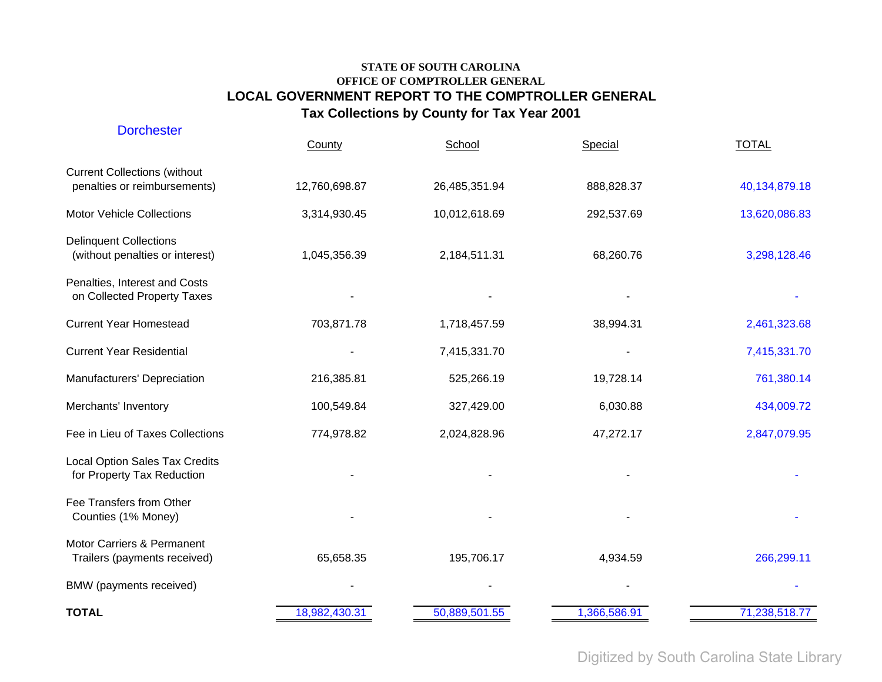**STATE OF SOUTH CAROLINA**
**OFFICE OF COMPTROLLER GENERAL**

## LOCAL GOVERNMENT REPORT TO THE COMPTROLLER GENERAL

### Tax Collections by County for Tax Year 2001

Dorchester

| | County | School | Special | TOTAL |
|---|---|---|---|---|
| Current Collections (without penalties or reimbursements) | 12,760,698.87 | 26,485,351.94 | 888,828.37 | 40,134,879.18 |
| Motor Vehicle Collections | 3,314,930.45 | 10,012,618.69 | 292,537.69 | 13,620,086.83 |
| Delinquent Collections (without penalties or interest) | 1,045,356.39 | 2,184,511.31 | 68,260.76 | 3,298,128.46 |
| Penalties, Interest and Costs on Collected Property Taxes | - | - | - | - |
| Current Year Homestead | 703,871.78 | 1,718,457.59 | 38,994.31 | 2,461,323.68 |
| Current Year Residential | - | 7,415,331.70 | - | 7,415,331.70 |
| Manufacturers' Depreciation | 216,385.81 | 525,266.19 | 19,728.14 | 761,380.14 |
| Merchants' Inventory | 100,549.84 | 327,429.00 | 6,030.88 | 434,009.72 |
| Fee in Lieu of Taxes Collections | 774,978.82 | 2,024,828.96 | 47,272.17 | 2,847,079.95 |
| Local Option Sales Tax Credits for Property Tax Reduction | - | - | - | - |
| Fee Transfers from Other Counties (1% Money) | - | - | - | - |
| Motor Carriers & Permanent Trailers (payments received) | 65,658.35 | 195,706.17 | 4,934.59 | 266,299.11 |
| BMW (payments received) | - | - | - | - |
| **TOTAL** | 18,982,430.31 | 50,889,501.55 | 1,366,586.91 | 71,238,518.77 |

Digitized by South Carolina State Library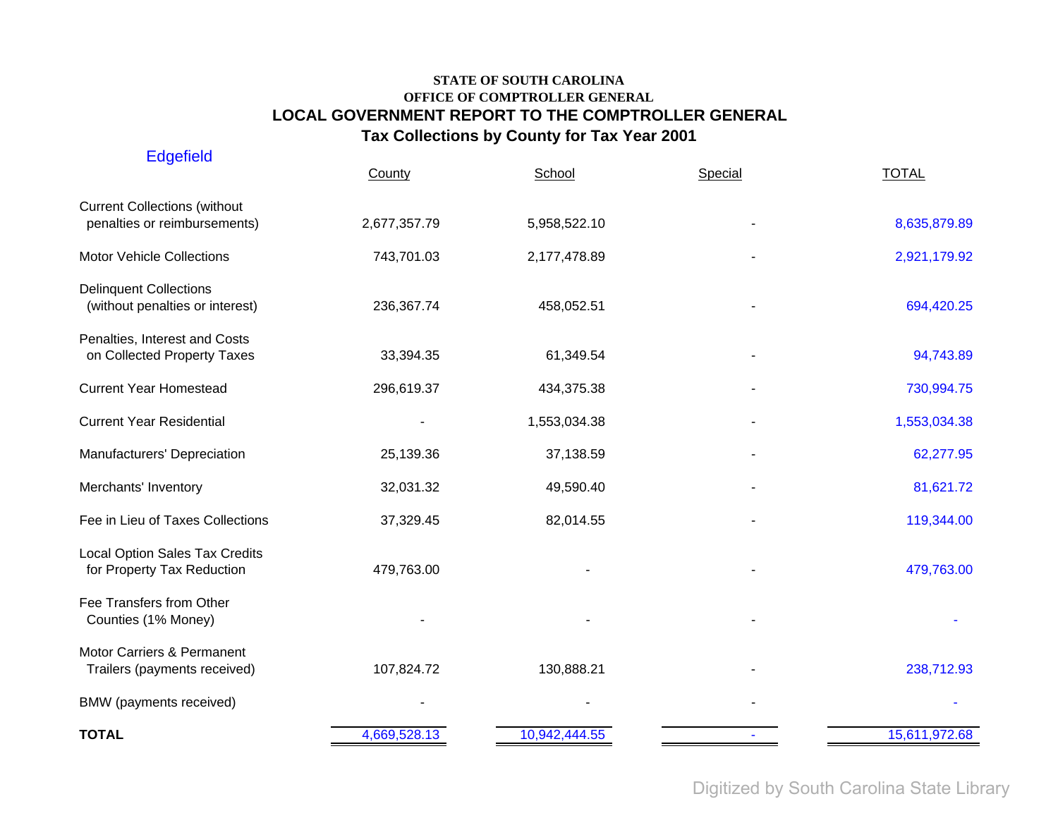**STATE OF SOUTH CAROLINA**
**OFFICE OF COMPTROLLER GENERAL**

## LOCAL GOVERNMENT REPORT TO THE COMPTROLLER GENERAL

### Tax Collections by County for Tax Year 2001

Edgefield

| | County | School | Special | TOTAL |
|---|---|---|---|---|
| Current Collections (without penalties or reimbursements) | 2,677,357.79 | 5,958,522.10 | - | 8,635,879.89 |
| Motor Vehicle Collections | 743,701.03 | 2,177,478.89 | - | 2,921,179.92 |
| Delinquent Collections (without penalties or interest) | 236,367.74 | 458,052.51 | - | 694,420.25 |
| Penalties, Interest and Costs on Collected Property Taxes | 33,394.35 | 61,349.54 | - | 94,743.89 |
| Current Year Homestead | 296,619.37 | 434,375.38 | - | 730,994.75 |
| Current Year Residential | - | 1,553,034.38 | - | 1,553,034.38 |
| Manufacturers' Depreciation | 25,139.36 | 37,138.59 | - | 62,277.95 |
| Merchants' Inventory | 32,031.32 | 49,590.40 | - | 81,621.72 |
| Fee in Lieu of Taxes Collections | 37,329.45 | 82,014.55 | - | 119,344.00 |
| Local Option Sales Tax Credits for Property Tax Reduction | 479,763.00 | - | - | 479,763.00 |
| Fee Transfers from Other Counties (1% Money) | - | - | - | - |
| Motor Carriers & Permanent Trailers (payments received) | 107,824.72 | 130,888.21 | - | 238,712.93 |
| BMW (payments received) | - | - | - | - |
| **TOTAL** | 4,669,528.13 | 10,942,444.55 | - | 15,611,972.68 |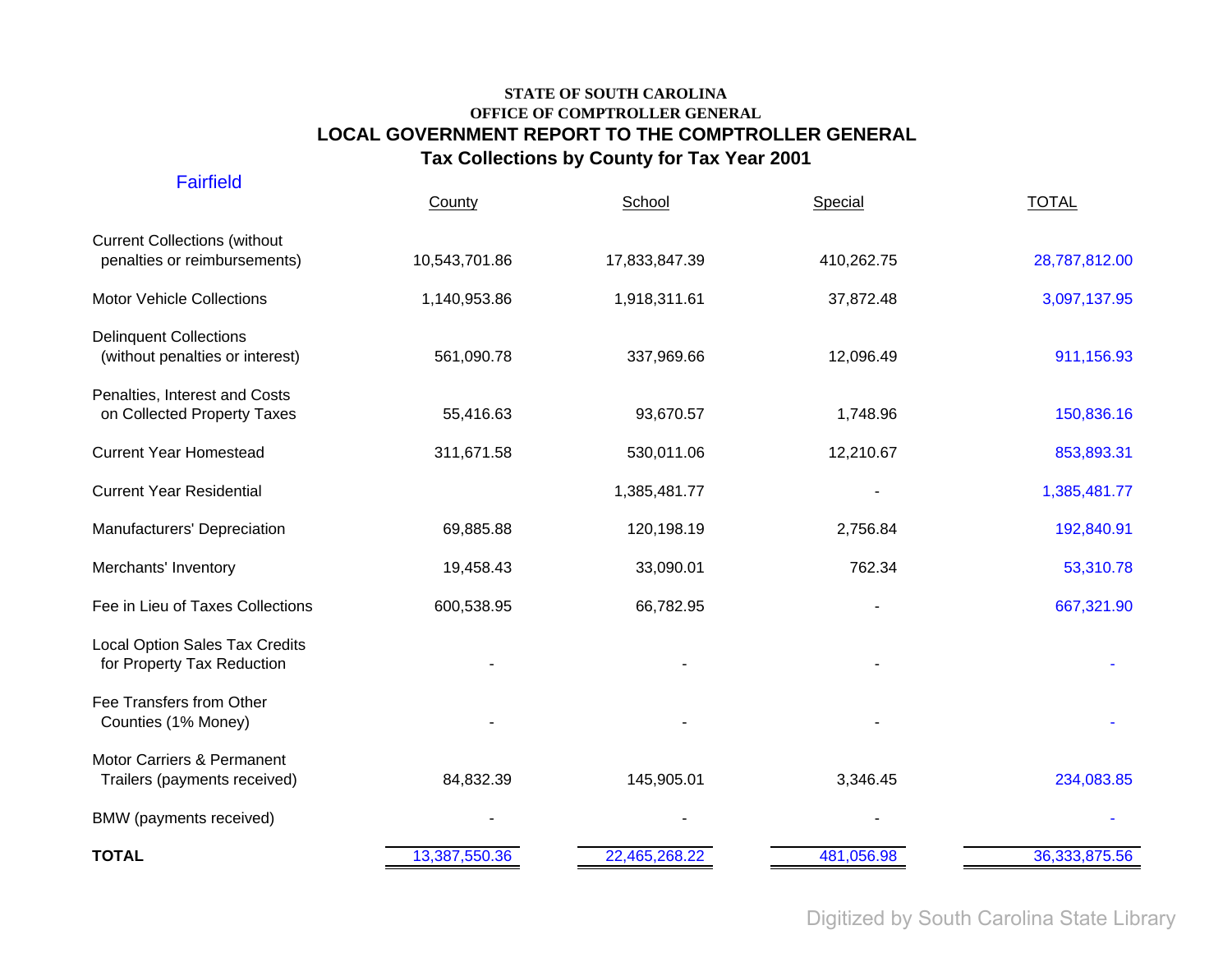**STATE OF SOUTH CAROLINA**
**OFFICE OF COMPTROLLER GENERAL**

## LOCAL GOVERNMENT REPORT TO THE COMPTROLLER GENERAL

### Tax Collections by County for Tax Year 2001

Fairfield

| | County | School | Special | TOTAL |
|---|---|---|---|---|
| Current Collections (without penalties or reimbursements) | 10,543,701.86 | 17,833,847.39 | 410,262.75 | 28,787,812.00 |
| Motor Vehicle Collections | 1,140,953.86 | 1,918,311.61 | 37,872.48 | 3,097,137.95 |
| Delinquent Collections (without penalties or interest) | 561,090.78 | 337,969.66 | 12,096.49 | 911,156.93 |
| Penalties, Interest and Costs on Collected Property Taxes | 55,416.63 | 93,670.57 | 1,748.96 | 150,836.16 |
| Current Year Homestead | 311,671.58 | 530,011.06 | 12,210.67 | 853,893.31 |
| Current Year Residential | | 1,385,481.77 | - | 1,385,481.77 |
| Manufacturers' Depreciation | 69,885.88 | 120,198.19 | 2,756.84 | 192,840.91 |
| Merchants' Inventory | 19,458.43 | 33,090.01 | 762.34 | 53,310.78 |
| Fee in Lieu of Taxes Collections | 600,538.95 | 66,782.95 | - | 667,321.90 |
| Local Option Sales Tax Credits for Property Tax Reduction | - | - | - | - |
| Fee Transfers from Other Counties (1% Money) | - | - | - | - |
| Motor Carriers & Permanent Trailers (payments received) | 84,832.39 | 145,905.01 | 3,346.45 | 234,083.85 |
| BMW (payments received) | - | - | - | - |
| **TOTAL** | 13,387,550.36 | 22,465,268.22 | 481,056.98 | 36,333,875.56 |

Digitized by South Carolina State Library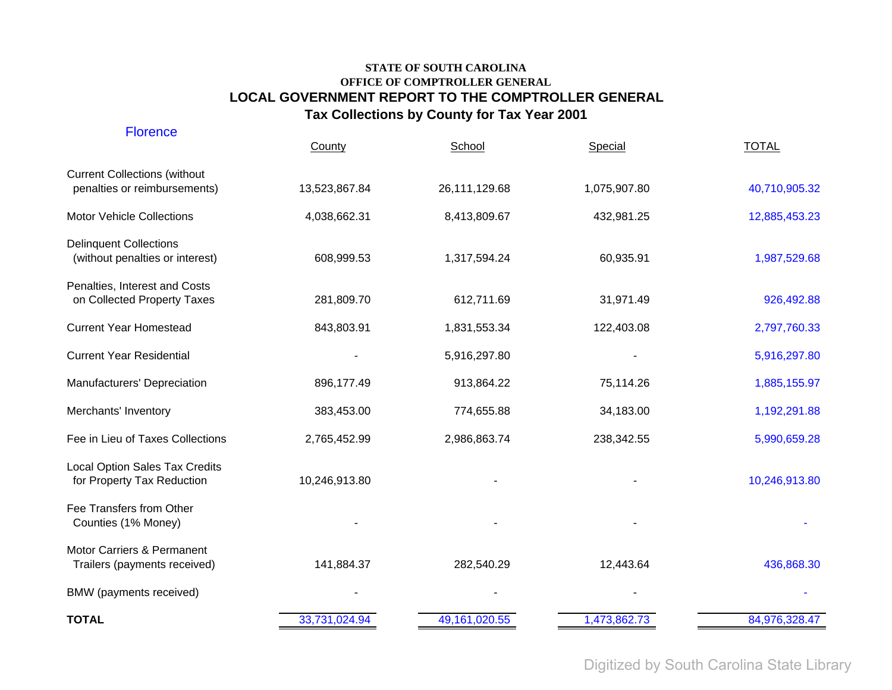**STATE OF SOUTH CAROLINA**
**OFFICE OF COMPTROLLER GENERAL**

## LOCAL GOVERNMENT REPORT TO THE COMPTROLLER GENERAL

### Tax Collections by County for Tax Year 2001

Florence

| | County | School | Special | TOTAL |
|---|---|---|---|---|
| Current Collections (without penalties or reimbursements) | 13,523,867.84 | 26,111,129.68 | 1,075,907.80 | 40,710,905.32 |
| Motor Vehicle Collections | 4,038,662.31 | 8,413,809.67 | 432,981.25 | 12,885,453.23 |
| Delinquent Collections (without penalties or interest) | 608,999.53 | 1,317,594.24 | 60,935.91 | 1,987,529.68 |
| Penalties, Interest and Costs on Collected Property Taxes | 281,809.70 | 612,711.69 | 31,971.49 | 926,492.88 |
| Current Year Homestead | 843,803.91 | 1,831,553.34 | 122,403.08 | 2,797,760.33 |
| Current Year Residential | - | 5,916,297.80 | - | 5,916,297.80 |
| Manufacturers' Depreciation | 896,177.49 | 913,864.22 | 75,114.26 | 1,885,155.97 |
| Merchants' Inventory | 383,453.00 | 774,655.88 | 34,183.00 | 1,192,291.88 |
| Fee in Lieu of Taxes Collections | 2,765,452.99 | 2,986,863.74 | 238,342.55 | 5,990,659.28 |
| Local Option Sales Tax Credits for Property Tax Reduction | 10,246,913.80 | - | - | 10,246,913.80 |
| Fee Transfers from Other Counties (1% Money) | - | - | - | - |
| Motor Carriers & Permanent Trailers (payments received) | 141,884.37 | 282,540.29 | 12,443.64 | 436,868.30 |
| BMW (payments received) | - | - | - | - |
| **TOTAL** | 33,731,024.94 | 49,161,020.55 | 1,473,862.73 | 84,976,328.47 |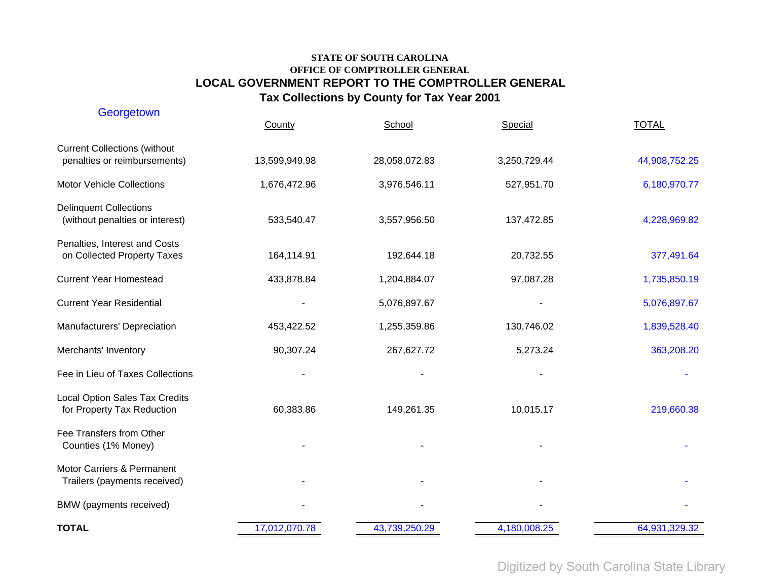**STATE OF SOUTH CAROLINA**
**OFFICE OF COMPTROLLER GENERAL**

## LOCAL GOVERNMENT REPORT TO THE COMPTROLLER GENERAL

### Tax Collections by County for Tax Year 2001

Georgetown

| | County | School | Special | TOTAL |
|---|---|---|---|---|
| Current Collections (without penalties or reimbursements) | 13,599,949.98 | 28,058,072.83 | 3,250,729.44 | 44,908,752.25 |
| Motor Vehicle Collections | 1,676,472.96 | 3,976,546.11 | 527,951.70 | 6,180,970.77 |
| Delinquent Collections (without penalties or interest) | 533,540.47 | 3,557,956.50 | 137,472.85 | 4,228,969.82 |
| Penalties, Interest and Costs on Collected Property Taxes | 164,114.91 | 192,644.18 | 20,732.55 | 377,491.64 |
| Current Year Homestead | 433,878.84 | 1,204,884.07 | 97,087.28 | 1,735,850.19 |
| Current Year Residential | - | 5,076,897.67 | - | 5,076,897.67 |
| Manufacturers' Depreciation | 453,422.52 | 1,255,359.86 | 130,746.02 | 1,839,528.40 |
| Merchants' Inventory | 90,307.24 | 267,627.72 | 5,273.24 | 363,208.20 |
| Fee in Lieu of Taxes Collections | - | - | - | - |
| Local Option Sales Tax Credits for Property Tax Reduction | 60,383.86 | 149,261.35 | 10,015.17 | 219,660.38 |
| Fee Transfers from Other Counties (1% Money) | - | - | - | - |
| Motor Carriers & Permanent Trailers (payments received) | - | - | - | - |
| BMW (payments received) | - | - | - | - |
| **TOTAL** | 17,012,070.78 | 43,739,250.29 | 4,180,008.25 | 64,931,329.32 |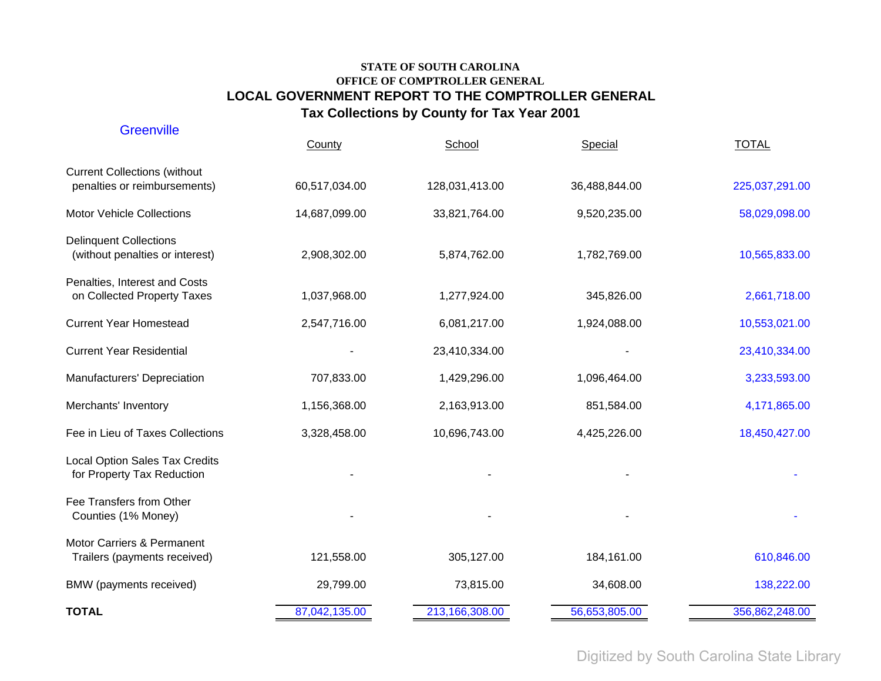**STATE OF SOUTH CAROLINA**
**OFFICE OF COMPTROLLER GENERAL**

# LOCAL GOVERNMENT REPORT TO THE COMPTROLLER GENERAL

## Tax Collections by County for Tax Year 2001

### Greenville

| | County | School | Special | TOTAL |
|---|---|---|---|---|
| Current Collections (without penalties or reimbursements) | 60,517,034.00 | 128,031,413.00 | 36,488,844.00 | 225,037,291.00 |
| Motor Vehicle Collections | 14,687,099.00 | 33,821,764.00 | 9,520,235.00 | 58,029,098.00 |
| Delinquent Collections (without penalties or interest) | 2,908,302.00 | 5,874,762.00 | 1,782,769.00 | 10,565,833.00 |
| Penalties, Interest and Costs on Collected Property Taxes | 1,037,968.00 | 1,277,924.00 | 345,826.00 | 2,661,718.00 |
| Current Year Homestead | 2,547,716.00 | 6,081,217.00 | 1,924,088.00 | 10,553,021.00 |
| Current Year Residential | - | 23,410,334.00 | - | 23,410,334.00 |
| Manufacturers' Depreciation | 707,833.00 | 1,429,296.00 | 1,096,464.00 | 3,233,593.00 |
| Merchants' Inventory | 1,156,368.00 | 2,163,913.00 | 851,584.00 | 4,171,865.00 |
| Fee in Lieu of Taxes Collections | 3,328,458.00 | 10,696,743.00 | 4,425,226.00 | 18,450,427.00 |
| Local Option Sales Tax Credits for Property Tax Reduction | - | - | - | - |
| Fee Transfers from Other Counties (1% Money) | - | - | - | - |
| Motor Carriers & Permanent Trailers (payments received) | 121,558.00 | 305,127.00 | 184,161.00 | 610,846.00 |
| BMW (payments received) | 29,799.00 | 73,815.00 | 34,608.00 | 138,222.00 |
| **TOTAL** | 87,042,135.00 | 213,166,308.00 | 56,653,805.00 | 356,862,248.00 |

Digitized by South Carolina State Library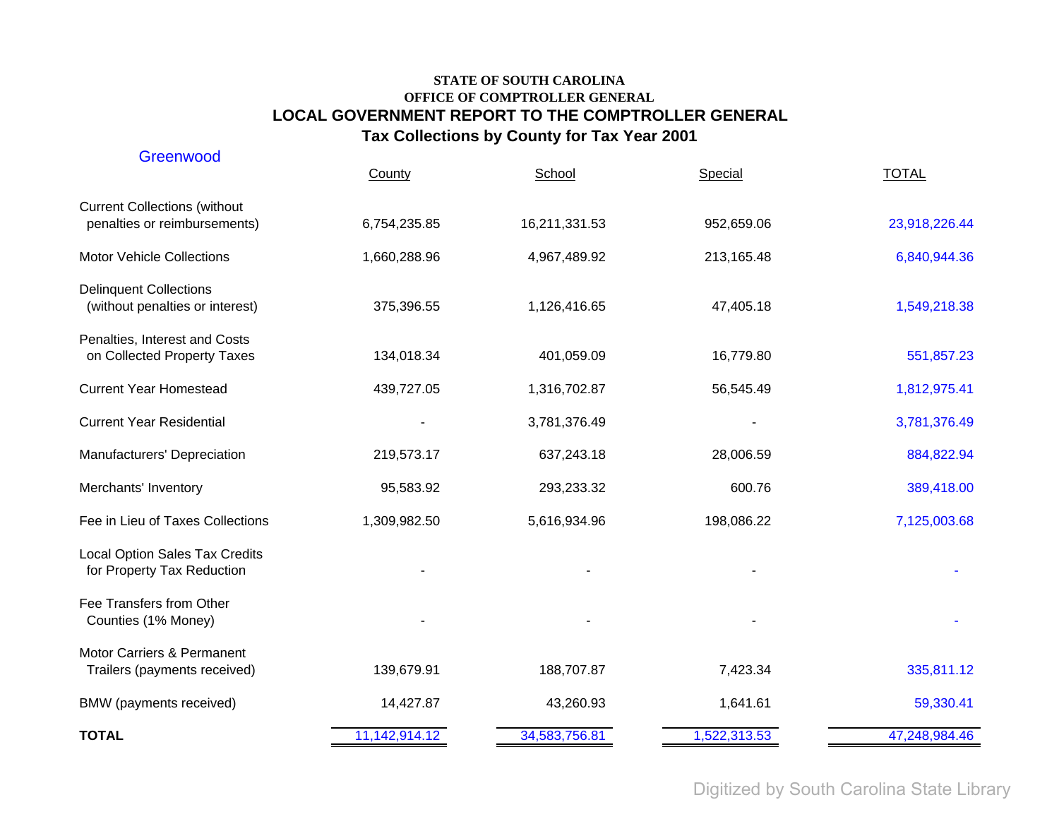**STATE OF SOUTH CAROLINA**
**OFFICE OF COMPTROLLER GENERAL**

## LOCAL GOVERNMENT REPORT TO THE COMPTROLLER GENERAL

## Tax Collections by County for Tax Year 2001

Greenwood

| | County | School | Special | TOTAL |
|---|---|---|---|---|
| Current Collections (without penalties or reimbursements) | 6,754,235.85 | 16,211,331.53 | 952,659.06 | 23,918,226.44 |
| Motor Vehicle Collections | 1,660,288.96 | 4,967,489.92 | 213,165.48 | 6,840,944.36 |
| Delinquent Collections (without penalties or interest) | 375,396.55 | 1,126,416.65 | 47,405.18 | 1,549,218.38 |
| Penalties, Interest and Costs on Collected Property Taxes | 134,018.34 | 401,059.09 | 16,779.80 | 551,857.23 |
| Current Year Homestead | 439,727.05 | 1,316,702.87 | 56,545.49 | 1,812,975.41 |
| Current Year Residential | - | 3,781,376.49 | - | 3,781,376.49 |
| Manufacturers' Depreciation | 219,573.17 | 637,243.18 | 28,006.59 | 884,822.94 |
| Merchants' Inventory | 95,583.92 | 293,233.32 | 600.76 | 389,418.00 |
| Fee in Lieu of Taxes Collections | 1,309,982.50 | 5,616,934.96 | 198,086.22 | 7,125,003.68 |
| Local Option Sales Tax Credits for Property Tax Reduction | - | - | - | - |
| Fee Transfers from Other Counties (1% Money) | - | - | - | - |
| Motor Carriers & Permanent Trailers (payments received) | 139,679.91 | 188,707.87 | 7,423.34 | 335,811.12 |
| BMW (payments received) | 14,427.87 | 43,260.93 | 1,641.61 | 59,330.41 |
| **TOTAL** | 11,142,914.12 | 34,583,756.81 | 1,522,313.53 | 47,248,984.46 |

Digitized by South Carolina State Library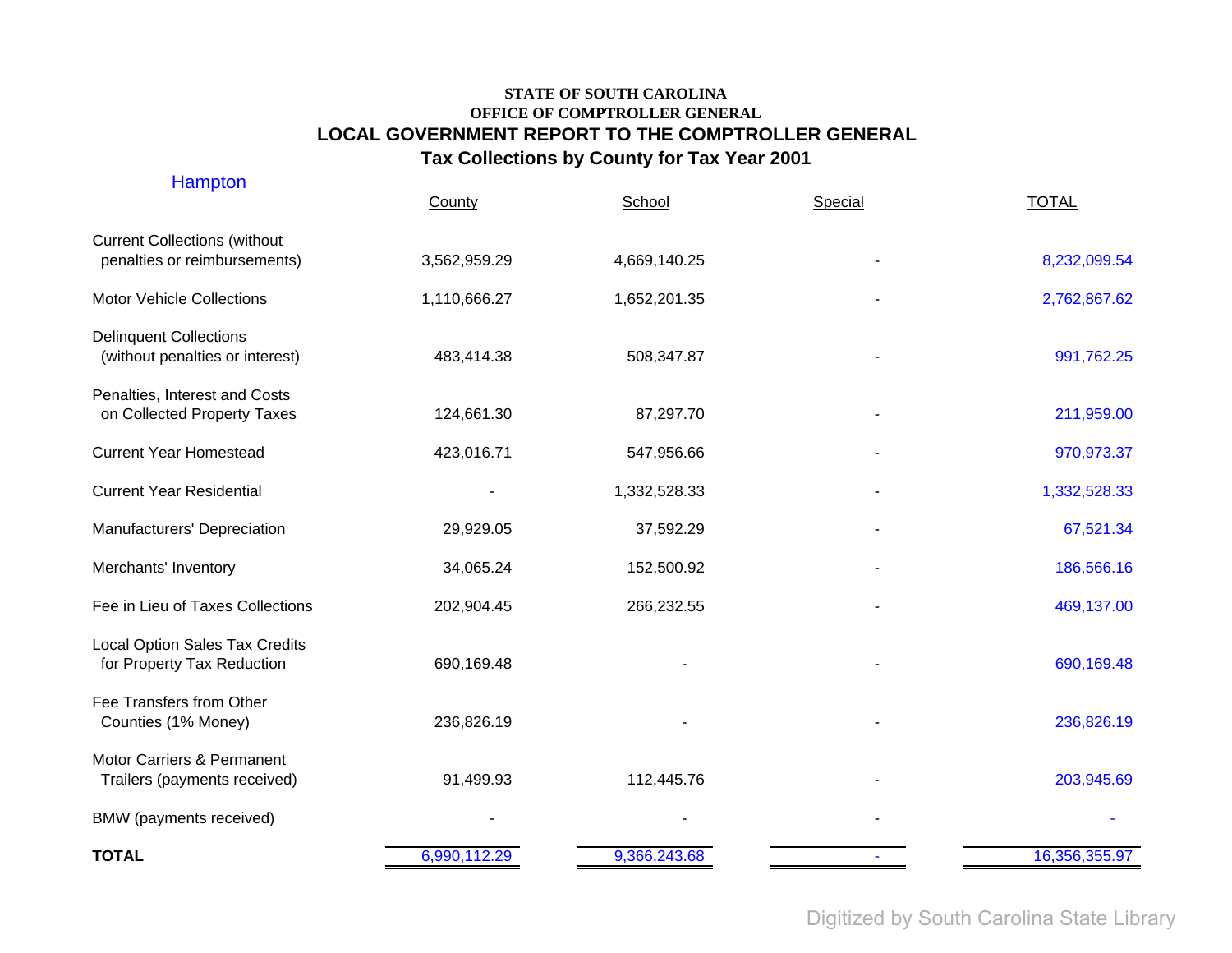**STATE OF SOUTH CAROLINA**
**OFFICE OF COMPTROLLER GENERAL**

# LOCAL GOVERNMENT REPORT TO THE COMPTROLLER GENERAL

## Tax Collections by County for Tax Year 2001

### Hampton

| | County | School | Special | TOTAL |
|---|---|---|---|---|
| Current Collections (without penalties or reimbursements) | 3,562,959.29 | 4,669,140.25 | - | 8,232,099.54 |
| Motor Vehicle Collections | 1,110,666.27 | 1,652,201.35 | - | 2,762,867.62 |
| Delinquent Collections (without penalties or interest) | 483,414.38 | 508,347.87 | - | 991,762.25 |
| Penalties, Interest and Costs on Collected Property Taxes | 124,661.30 | 87,297.70 | - | 211,959.00 |
| Current Year Homestead | 423,016.71 | 547,956.66 | - | 970,973.37 |
| Current Year Residential | - | 1,332,528.33 | - | 1,332,528.33 |
| Manufacturers' Depreciation | 29,929.05 | 37,592.29 | - | 67,521.34 |
| Merchants' Inventory | 34,065.24 | 152,500.92 | - | 186,566.16 |
| Fee in Lieu of Taxes Collections | 202,904.45 | 266,232.55 | - | 469,137.00 |
| Local Option Sales Tax Credits for Property Tax Reduction | 690,169.48 | - | - | 690,169.48 |
| Fee Transfers from Other Counties (1% Money) | 236,826.19 | - | - | 236,826.19 |
| Motor Carriers & Permanent Trailers (payments received) | 91,499.93 | 112,445.76 | - | 203,945.69 |
| BMW (payments received) | - | - | - | - |
| **TOTAL** | 6,990,112.29 | 9,366,243.68 | - | 16,356,355.97 |

Digitized by South Carolina State Library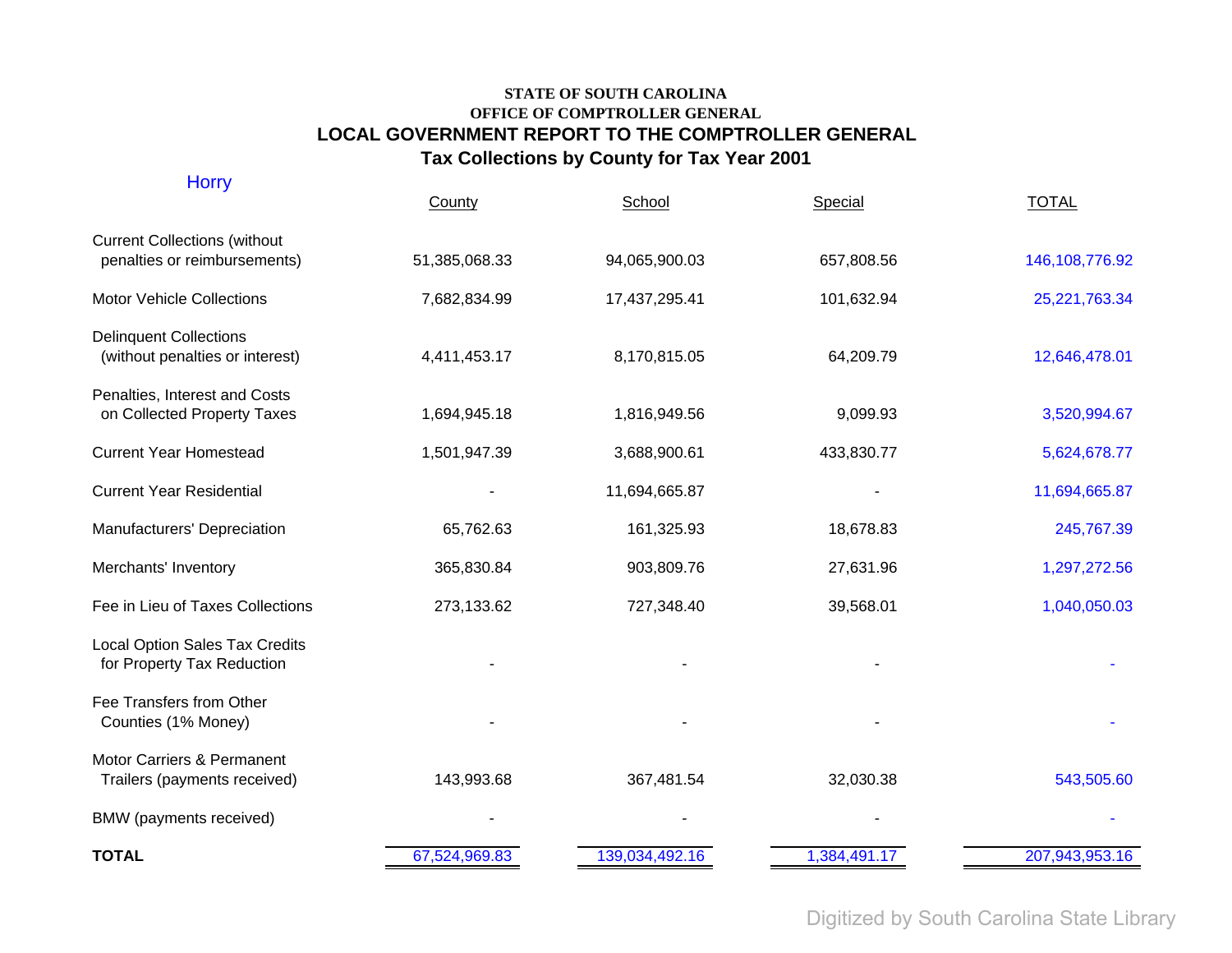**STATE OF SOUTH CAROLINA**
**OFFICE OF COMPTROLLER GENERAL**

# LOCAL GOVERNMENT REPORT TO THE COMPTROLLER GENERAL

## Tax Collections by County for Tax Year 2001

Horry

| | County | School | Special | TOTAL |
|---|---|---|---|---|
| Current Collections (without penalties or reimbursements) | 51,385,068.33 | 94,065,900.03 | 657,808.56 | 146,108,776.92 |
| Motor Vehicle Collections | 7,682,834.99 | 17,437,295.41 | 101,632.94 | 25,221,763.34 |
| Delinquent Collections (without penalties or interest) | 4,411,453.17 | 8,170,815.05 | 64,209.79 | 12,646,478.01 |
| Penalties, Interest and Costs on Collected Property Taxes | 1,694,945.18 | 1,816,949.56 | 9,099.93 | 3,520,994.67 |
| Current Year Homestead | 1,501,947.39 | 3,688,900.61 | 433,830.77 | 5,624,678.77 |
| Current Year Residential | - | 11,694,665.87 | - | 11,694,665.87 |
| Manufacturers' Depreciation | 65,762.63 | 161,325.93 | 18,678.83 | 245,767.39 |
| Merchants' Inventory | 365,830.84 | 903,809.76 | 27,631.96 | 1,297,272.56 |
| Fee in Lieu of Taxes Collections | 273,133.62 | 727,348.40 | 39,568.01 | 1,040,050.03 |
| Local Option Sales Tax Credits for Property Tax Reduction | - | - | - | - |
| Fee Transfers from Other Counties (1% Money) | - | - | - | - |
| Motor Carriers & Permanent Trailers (payments received) | 143,993.68 | 367,481.54 | 32,030.38 | 543,505.60 |
| BMW (payments received) | - | - | - | - |
| **TOTAL** | 67,524,969.83 | 139,034,492.16 | 1,384,491.17 | 207,943,953.16 |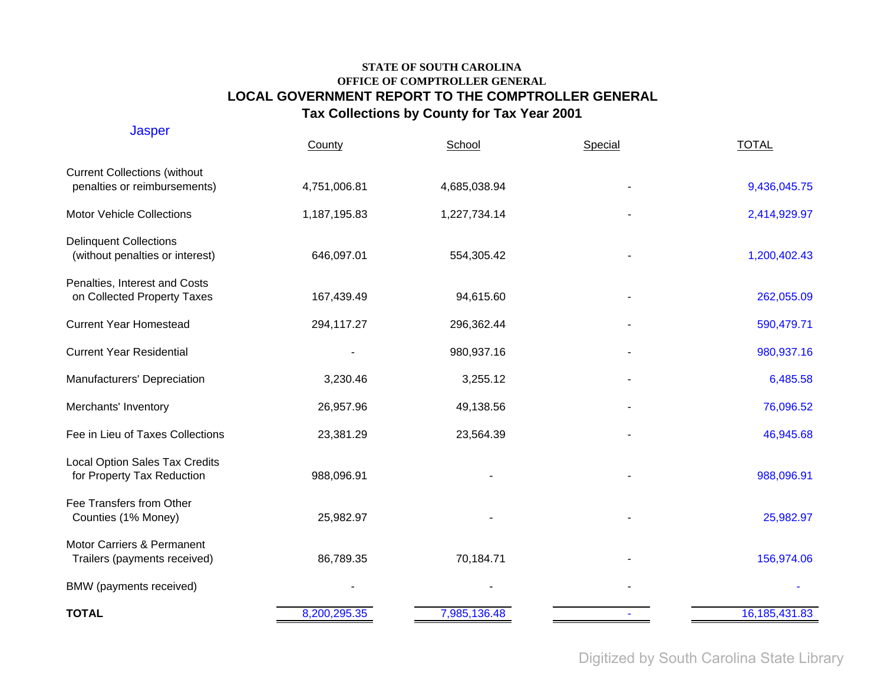**STATE OF SOUTH CAROLINA**
**OFFICE OF COMPTROLLER GENERAL**

## LOCAL GOVERNMENT REPORT TO THE COMPTROLLER GENERAL

## Tax Collections by County for Tax Year 2001

Jasper

| | County | School | Special | TOTAL |
|---|---|---|---|---|
| Current Collections (without penalties or reimbursements) | 4,751,006.81 | 4,685,038.94 | - | 9,436,045.75 |
| Motor Vehicle Collections | 1,187,195.83 | 1,227,734.14 | - | 2,414,929.97 |
| Delinquent Collections (without penalties or interest) | 646,097.01 | 554,305.42 | - | 1,200,402.43 |
| Penalties, Interest and Costs on Collected Property Taxes | 167,439.49 | 94,615.60 | - | 262,055.09 |
| Current Year Homestead | 294,117.27 | 296,362.44 | - | 590,479.71 |
| Current Year Residential | - | 980,937.16 | - | 980,937.16 |
| Manufacturers' Depreciation | 3,230.46 | 3,255.12 | - | 6,485.58 |
| Merchants' Inventory | 26,957.96 | 49,138.56 | - | 76,096.52 |
| Fee in Lieu of Taxes Collections | 23,381.29 | 23,564.39 | - | 46,945.68 |
| Local Option Sales Tax Credits for Property Tax Reduction | 988,096.91 | - | - | 988,096.91 |
| Fee Transfers from Other Counties (1% Money) | 25,982.97 | - | - | 25,982.97 |
| Motor Carriers & Permanent Trailers (payments received) | 86,789.35 | 70,184.71 | - | 156,974.06 |
| BMW (payments received) | - | - | - | - |
| **TOTAL** | 8,200,295.35 | 7,985,136.48 | - | 16,185,431.83 |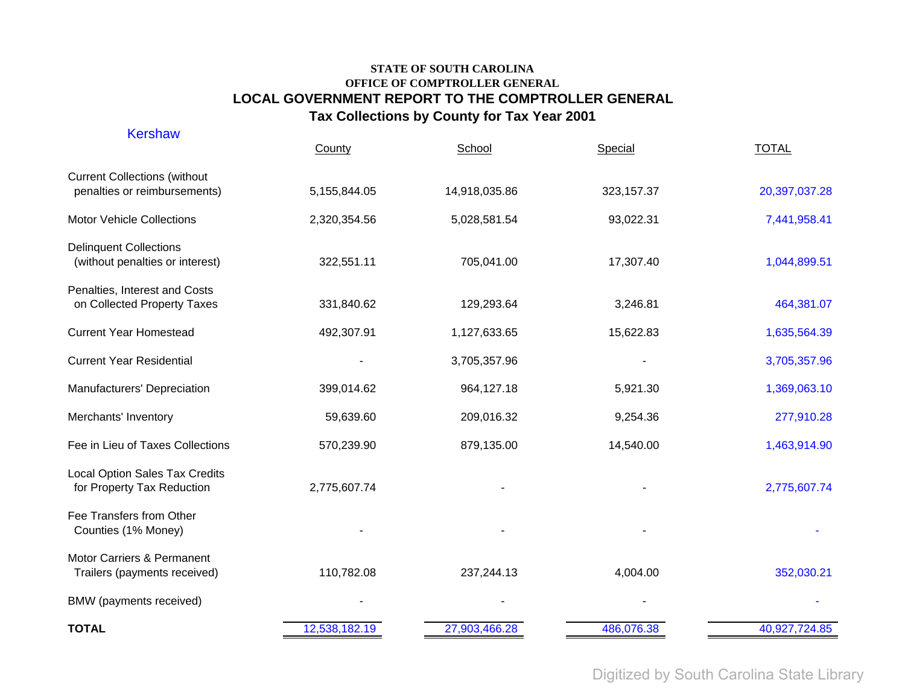**STATE OF SOUTH CAROLINA**
**OFFICE OF COMPTROLLER GENERAL**

# LOCAL GOVERNMENT REPORT TO THE COMPTROLLER GENERAL

## Tax Collections by County for Tax Year 2001

Kershaw

| | County | School | Special | TOTAL |
|---|---|---|---|---|
| Current Collections (without penalties or reimbursements) | 5,155,844.05 | 14,918,035.86 | 323,157.37 | 20,397,037.28 |
| Motor Vehicle Collections | 2,320,354.56 | 5,028,581.54 | 93,022.31 | 7,441,958.41 |
| Delinquent Collections (without penalties or interest) | 322,551.11 | 705,041.00 | 17,307.40 | 1,044,899.51 |
| Penalties, Interest and Costs on Collected Property Taxes | 331,840.62 | 129,293.64 | 3,246.81 | 464,381.07 |
| Current Year Homestead | 492,307.91 | 1,127,633.65 | 15,622.83 | 1,635,564.39 |
| Current Year Residential | - | 3,705,357.96 | - | 3,705,357.96 |
| Manufacturers' Depreciation | 399,014.62 | 964,127.18 | 5,921.30 | 1,369,063.10 |
| Merchants' Inventory | 59,639.60 | 209,016.32 | 9,254.36 | 277,910.28 |
| Fee in Lieu of Taxes Collections | 570,239.90 | 879,135.00 | 14,540.00 | 1,463,914.90 |
| Local Option Sales Tax Credits for Property Tax Reduction | 2,775,607.74 | - | - | 2,775,607.74 |
| Fee Transfers from Other Counties (1% Money) | - | - | - | - |
| Motor Carriers & Permanent Trailers (payments received) | 110,782.08 | 237,244.13 | 4,004.00 | 352,030.21 |
| BMW (payments received) | - | - | - | - |
| **TOTAL** | 12,538,182.19 | 27,903,466.28 | 486,076.38 | 40,927,724.85 |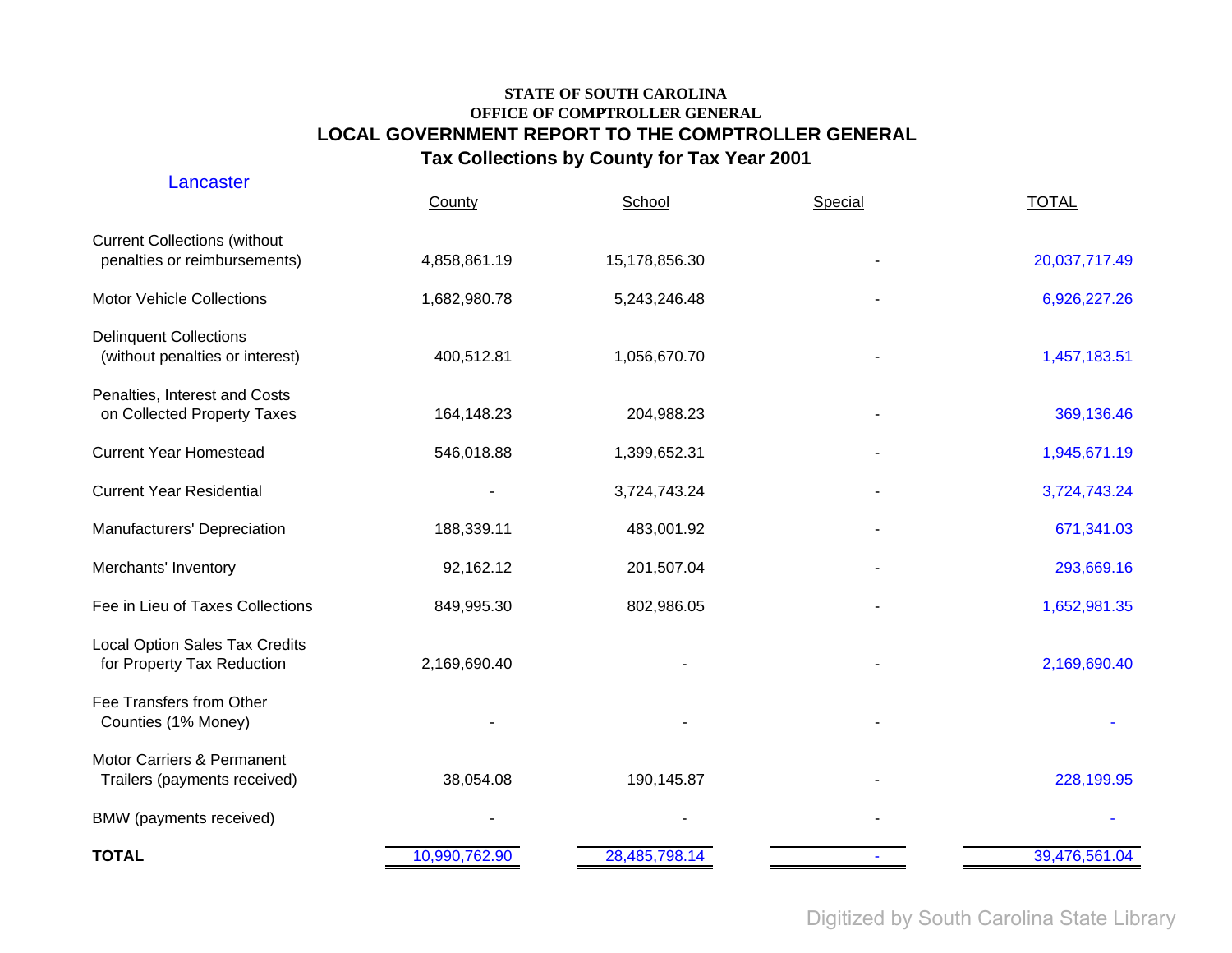**STATE OF SOUTH CAROLINA**
**OFFICE OF COMPTROLLER GENERAL**

## LOCAL GOVERNMENT REPORT TO THE COMPTROLLER GENERAL

### Tax Collections by County for Tax Year 2001

Lancaster

| | County | School | Special | TOTAL |
|---|---|---|---|---|
| Current Collections (without penalties or reimbursements) | 4,858,861.19 | 15,178,856.30 | - | 20,037,717.49 |
| Motor Vehicle Collections | 1,682,980.78 | 5,243,246.48 | - | 6,926,227.26 |
| Delinquent Collections (without penalties or interest) | 400,512.81 | 1,056,670.70 | - | 1,457,183.51 |
| Penalties, Interest and Costs on Collected Property Taxes | 164,148.23 | 204,988.23 | - | 369,136.46 |
| Current Year Homestead | 546,018.88 | 1,399,652.31 | - | 1,945,671.19 |
| Current Year Residential | - | 3,724,743.24 | - | 3,724,743.24 |
| Manufacturers' Depreciation | 188,339.11 | 483,001.92 | - | 671,341.03 |
| Merchants' Inventory | 92,162.12 | 201,507.04 | - | 293,669.16 |
| Fee in Lieu of Taxes Collections | 849,995.30 | 802,986.05 | - | 1,652,981.35 |
| Local Option Sales Tax Credits for Property Tax Reduction | 2,169,690.40 | - | - | 2,169,690.40 |
| Fee Transfers from Other Counties (1% Money) | - | - | - | - |
| Motor Carriers & Permanent Trailers (payments received) | 38,054.08 | 190,145.87 | - | 228,199.95 |
| BMW (payments received) | - | - | - | - |
| **TOTAL** | 10,990,762.90 | 28,485,798.14 | - | 39,476,561.04 |

Digitized by South Carolina State Library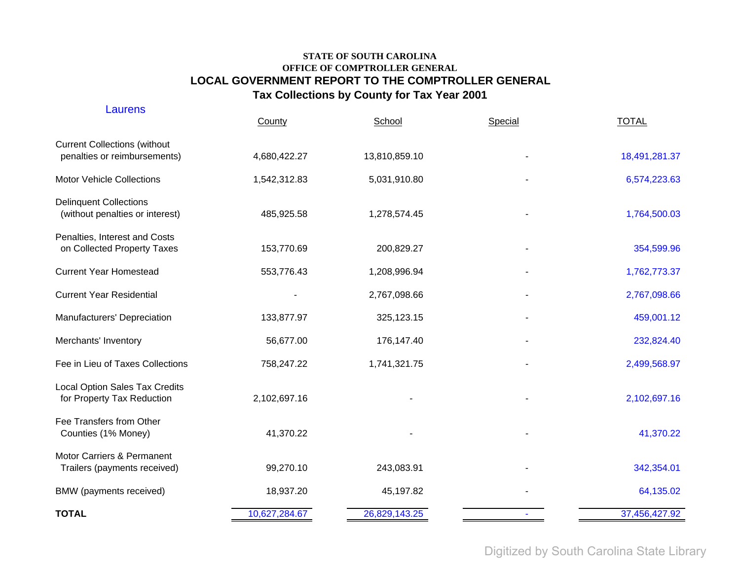STATE OF SOUTH CAROLINA

OFFICE OF COMPTROLLER GENERAL

## LOCAL GOVERNMENT REPORT TO THE COMPTROLLER GENERAL

## Tax Collections by County for Tax Year 2001

Laurens

| | County | School | Special | TOTAL |
|---|---|---|---|---|
| Current Collections (without penalties or reimbursements) | 4,680,422.27 | 13,810,859.10 | - | 18,491,281.37 |
| Motor Vehicle Collections | 1,542,312.83 | 5,031,910.80 | - | 6,574,223.63 |
| Delinquent Collections (without penalties or interest) | 485,925.58 | 1,278,574.45 | - | 1,764,500.03 |
| Penalties, Interest and Costs on Collected Property Taxes | 153,770.69 | 200,829.27 | - | 354,599.96 |
| Current Year Homestead | 553,776.43 | 1,208,996.94 | - | 1,762,773.37 |
| Current Year Residential | - | 2,767,098.66 | - | 2,767,098.66 |
| Manufacturers' Depreciation | 133,877.97 | 325,123.15 | - | 459,001.12 |
| Merchants' Inventory | 56,677.00 | 176,147.40 | - | 232,824.40 |
| Fee in Lieu of Taxes Collections | 758,247.22 | 1,741,321.75 | - | 2,499,568.97 |
| Local Option Sales Tax Credits for Property Tax Reduction | 2,102,697.16 | - | - | 2,102,697.16 |
| Fee Transfers from Other Counties (1% Money) | 41,370.22 | - | - | 41,370.22 |
| Motor Carriers & Permanent Trailers (payments received) | 99,270.10 | 243,083.91 | - | 342,354.01 |
| BMW (payments received) | 18,937.20 | 45,197.82 | - | 64,135.02 |
| **TOTAL** | 10,627,284.67 | 26,829,143.25 | - | 37,456,427.92 |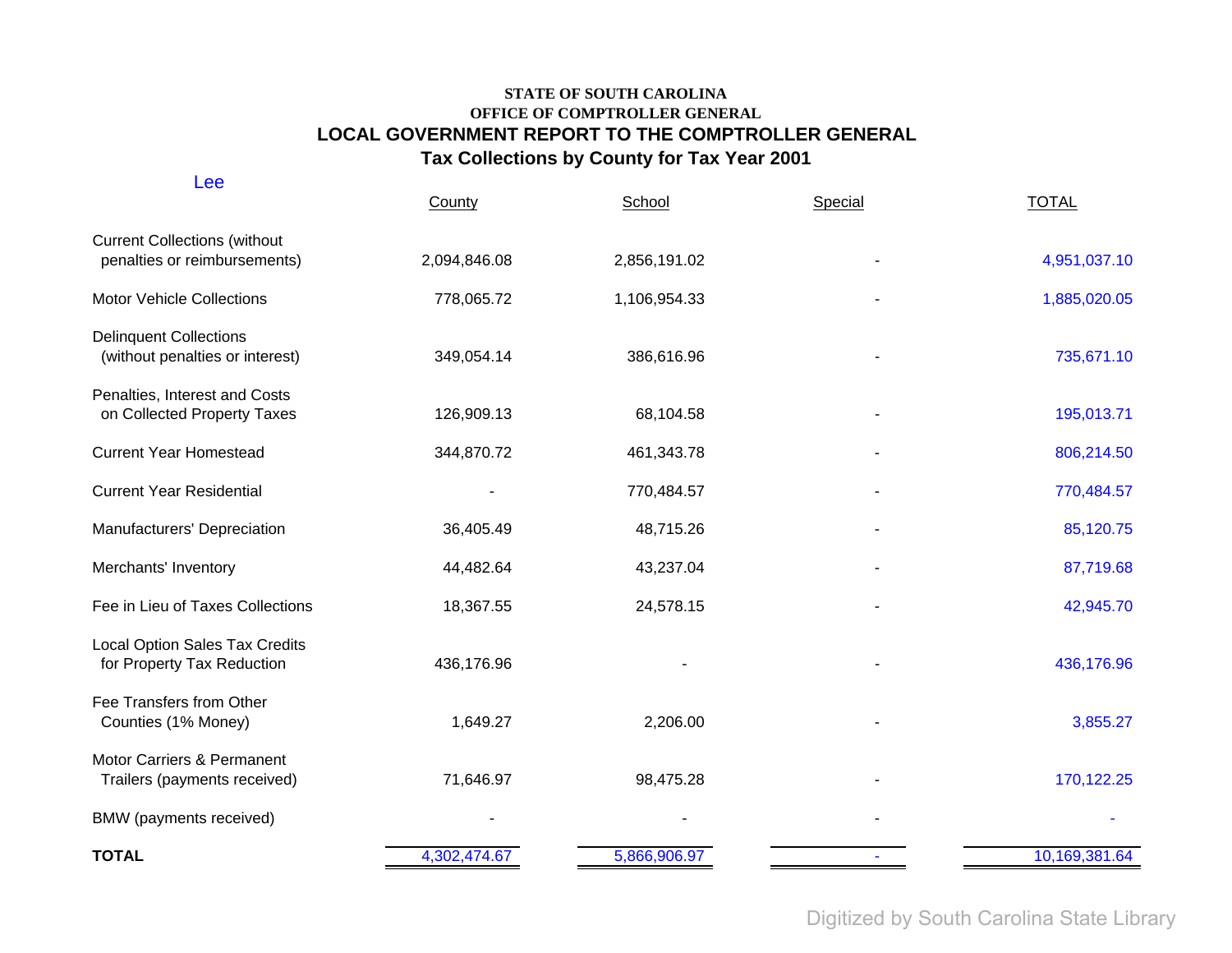**STATE OF SOUTH CAROLINA**
**OFFICE OF COMPTROLLER GENERAL**

# LOCAL GOVERNMENT REPORT TO THE COMPTROLLER GENERAL

## Tax Collections by County for Tax Year 2001

Lee

| | County | School | Special | TOTAL |
|---|---|---|---|---|
| Current Collections (without penalties or reimbursements) | 2,094,846.08 | 2,856,191.02 | - | 4,951,037.10 |
| Motor Vehicle Collections | 778,065.72 | 1,106,954.33 | - | 1,885,020.05 |
| Delinquent Collections (without penalties or interest) | 349,054.14 | 386,616.96 | - | 735,671.10 |
| Penalties, Interest and Costs on Collected Property Taxes | 126,909.13 | 68,104.58 | - | 195,013.71 |
| Current Year Homestead | 344,870.72 | 461,343.78 | - | 806,214.50 |
| Current Year Residential | - | 770,484.57 | - | 770,484.57 |
| Manufacturers' Depreciation | 36,405.49 | 48,715.26 | - | 85,120.75 |
| Merchants' Inventory | 44,482.64 | 43,237.04 | - | 87,719.68 |
| Fee in Lieu of Taxes Collections | 18,367.55 | 24,578.15 | - | 42,945.70 |
| Local Option Sales Tax Credits for Property Tax Reduction | 436,176.96 | - | - | 436,176.96 |
| Fee Transfers from Other Counties (1% Money) | 1,649.27 | 2,206.00 | - | 3,855.27 |
| Motor Carriers & Permanent Trailers (payments received) | 71,646.97 | 98,475.28 | - | 170,122.25 |
| BMW (payments received) | - | - | - | - |
| **TOTAL** | 4,302,474.67 | 5,866,906.97 | - | 10,169,381.64 |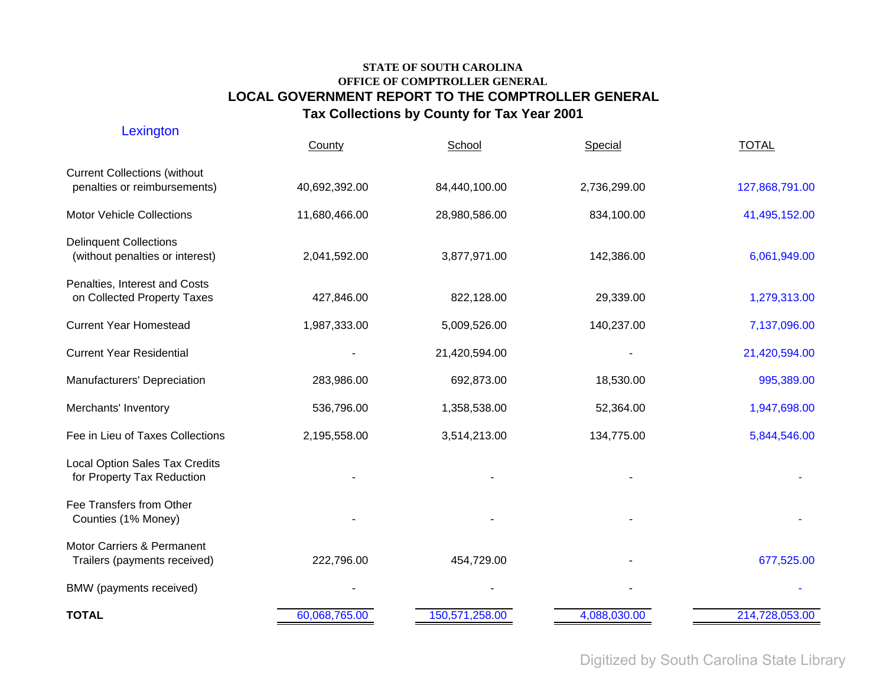**STATE OF SOUTH CAROLINA**
**OFFICE OF COMPTROLLER GENERAL**

## LOCAL GOVERNMENT REPORT TO THE COMPTROLLER GENERAL

### Tax Collections by County for Tax Year 2001

Lexington

| | County | School | Special | TOTAL |
|---|---|---|---|---|
| Current Collections (without penalties or reimbursements) | 40,692,392.00 | 84,440,100.00 | 2,736,299.00 | 127,868,791.00 |
| Motor Vehicle Collections | 11,680,466.00 | 28,980,586.00 | 834,100.00 | 41,495,152.00 |
| Delinquent Collections (without penalties or interest) | 2,041,592.00 | 3,877,971.00 | 142,386.00 | 6,061,949.00 |
| Penalties, Interest and Costs on Collected Property Taxes | 427,846.00 | 822,128.00 | 29,339.00 | 1,279,313.00 |
| Current Year Homestead | 1,987,333.00 | 5,009,526.00 | 140,237.00 | 7,137,096.00 |
| Current Year Residential | - | 21,420,594.00 | - | 21,420,594.00 |
| Manufacturers' Depreciation | 283,986.00 | 692,873.00 | 18,530.00 | 995,389.00 |
| Merchants' Inventory | 536,796.00 | 1,358,538.00 | 52,364.00 | 1,947,698.00 |
| Fee in Lieu of Taxes Collections | 2,195,558.00 | 3,514,213.00 | 134,775.00 | 5,844,546.00 |
| Local Option Sales Tax Credits for Property Tax Reduction | - | - | - | - |
| Fee Transfers from Other Counties (1% Money) | - | - | - | - |
| Motor Carriers & Permanent Trailers (payments received) | 222,796.00 | 454,729.00 | - | 677,525.00 |
| BMW (payments received) | - | - | - | - |
| **TOTAL** | 60,068,765.00 | 150,571,258.00 | 4,088,030.00 | 214,728,053.00 |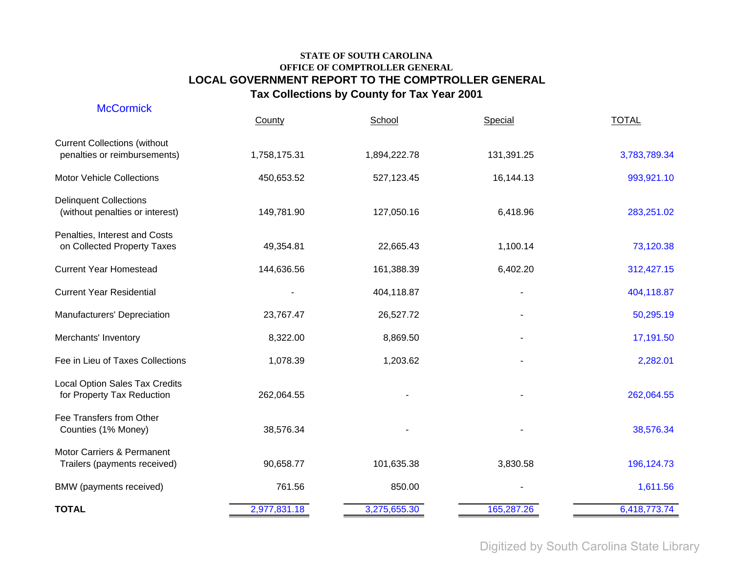STATE OF SOUTH CAROLINA
OFFICE OF COMPTROLLER GENERAL

# LOCAL GOVERNMENT REPORT TO THE COMPTROLLER GENERAL

## Tax Collections by County for Tax Year 2001

McCormick

| | County | School | Special | TOTAL |
|---|---|---|---|---|
| Current Collections (without penalties or reimbursements) | 1,758,175.31 | 1,894,222.78 | 131,391.25 | 3,783,789.34 |
| Motor Vehicle Collections | 450,653.52 | 527,123.45 | 16,144.13 | 993,921.10 |
| Delinquent Collections (without penalties or interest) | 149,781.90 | 127,050.16 | 6,418.96 | 283,251.02 |
| Penalties, Interest and Costs on Collected Property Taxes | 49,354.81 | 22,665.43 | 1,100.14 | 73,120.38 |
| Current Year Homestead | 144,636.56 | 161,388.39 | 6,402.20 | 312,427.15 |
| Current Year Residential | - | 404,118.87 | - | 404,118.87 |
| Manufacturers' Depreciation | 23,767.47 | 26,527.72 | - | 50,295.19 |
| Merchants' Inventory | 8,322.00 | 8,869.50 | - | 17,191.50 |
| Fee in Lieu of Taxes Collections | 1,078.39 | 1,203.62 | - | 2,282.01 |
| Local Option Sales Tax Credits for Property Tax Reduction | 262,064.55 | - | - | 262,064.55 |
| Fee Transfers from Other Counties (1% Money) | 38,576.34 | - | - | 38,576.34 |
| Motor Carriers & Permanent Trailers (payments received) | 90,658.77 | 101,635.38 | 3,830.58 | 196,124.73 |
| BMW (payments received) | 761.56 | 850.00 | - | 1,611.56 |
| **TOTAL** | 2,977,831.18 | 3,275,655.30 | 165,287.26 | 6,418,773.74 |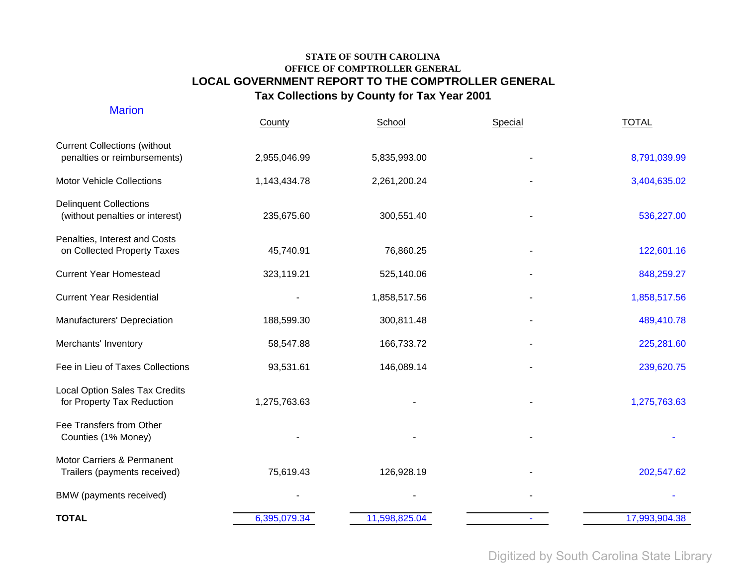STATE OF SOUTH CAROLINA

OFFICE OF COMPTROLLER GENERAL

## LOCAL GOVERNMENT REPORT TO THE COMPTROLLER GENERAL

## Tax Collections by County for Tax Year 2001

Marion

| | County | School | Special | TOTAL |
|---|---|---|---|---|
| Current Collections (without penalties or reimbursements) | 2,955,046.99 | 5,835,993.00 | - | 8,791,039.99 |
| Motor Vehicle Collections | 1,143,434.78 | 2,261,200.24 | - | 3,404,635.02 |
| Delinquent Collections (without penalties or interest) | 235,675.60 | 300,551.40 | - | 536,227.00 |
| Penalties, Interest and Costs on Collected Property Taxes | 45,740.91 | 76,860.25 | - | 122,601.16 |
| Current Year Homestead | 323,119.21 | 525,140.06 | - | 848,259.27 |
| Current Year Residential | - | 1,858,517.56 | - | 1,858,517.56 |
| Manufacturers' Depreciation | 188,599.30 | 300,811.48 | - | 489,410.78 |
| Merchants' Inventory | 58,547.88 | 166,733.72 | - | 225,281.60 |
| Fee in Lieu of Taxes Collections | 93,531.61 | 146,089.14 | - | 239,620.75 |
| Local Option Sales Tax Credits for Property Tax Reduction | 1,275,763.63 | - | - | 1,275,763.63 |
| Fee Transfers from Other Counties (1% Money) | - | - | - | - |
| Motor Carriers & Permanent Trailers (payments received) | 75,619.43 | 126,928.19 | - | 202,547.62 |
| BMW (payments received) | - | - | - | - |
| **TOTAL** | 6,395,079.34 | 11,598,825.04 | - | 17,993,904.38 |

Digitized by South Carolina State Library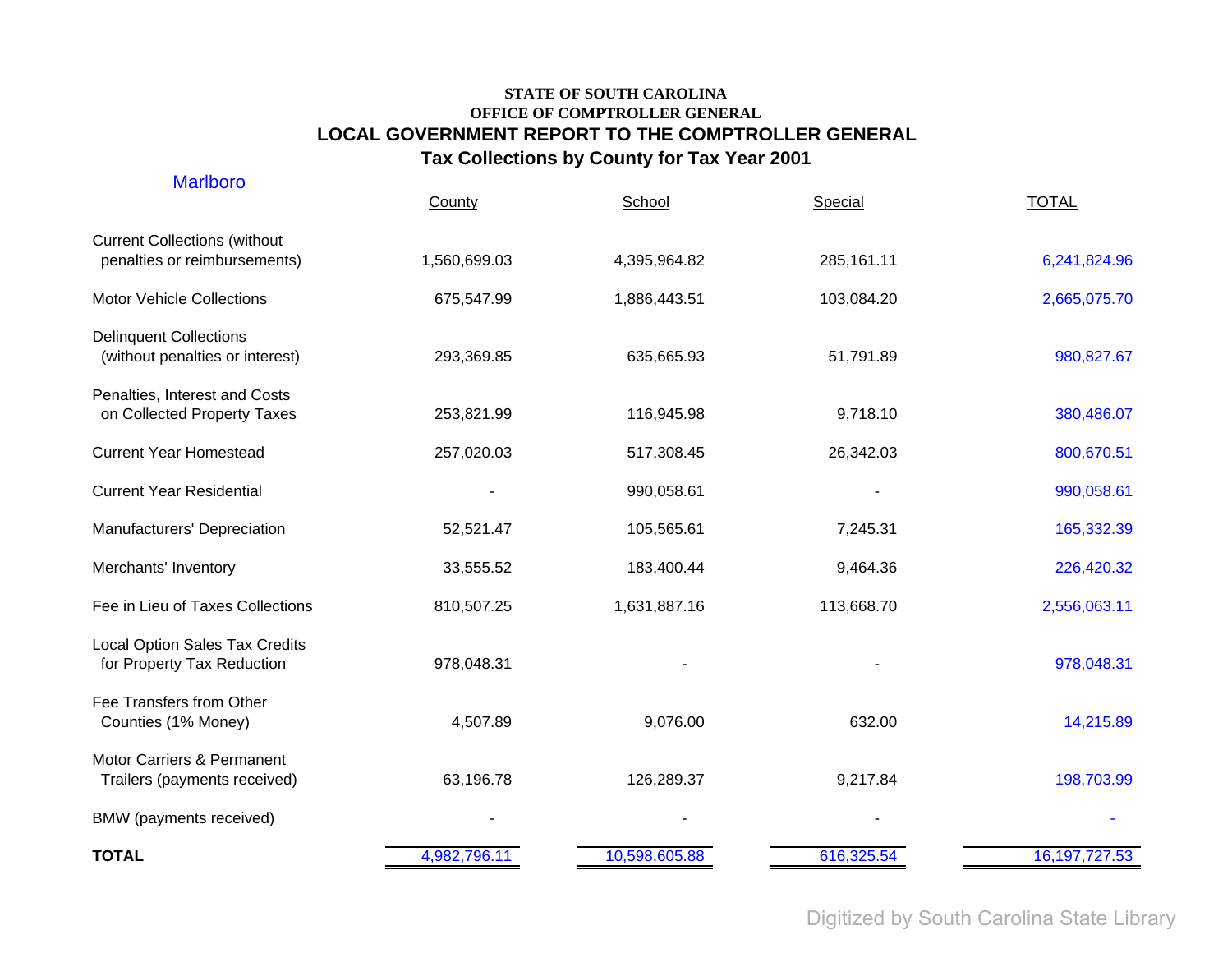**STATE OF SOUTH CAROLINA**
**OFFICE OF COMPTROLLER GENERAL**

# LOCAL GOVERNMENT REPORT TO THE COMPTROLLER GENERAL

## Tax Collections by County for Tax Year 2001

Marlboro

| | County | School | Special | TOTAL |
|---|---|---|---|---|
| Current Collections (without penalties or reimbursements) | 1,560,699.03 | 4,395,964.82 | 285,161.11 | 6,241,824.96 |
| Motor Vehicle Collections | 675,547.99 | 1,886,443.51 | 103,084.20 | 2,665,075.70 |
| Delinquent Collections (without penalties or interest) | 293,369.85 | 635,665.93 | 51,791.89 | 980,827.67 |
| Penalties, Interest and Costs on Collected Property Taxes | 253,821.99 | 116,945.98 | 9,718.10 | 380,486.07 |
| Current Year Homestead | 257,020.03 | 517,308.45 | 26,342.03 | 800,670.51 |
| Current Year Residential | - | 990,058.61 | - | 990,058.61 |
| Manufacturers' Depreciation | 52,521.47 | 105,565.61 | 7,245.31 | 165,332.39 |
| Merchants' Inventory | 33,555.52 | 183,400.44 | 9,464.36 | 226,420.32 |
| Fee in Lieu of Taxes Collections | 810,507.25 | 1,631,887.16 | 113,668.70 | 2,556,063.11 |
| Local Option Sales Tax Credits for Property Tax Reduction | 978,048.31 | - | - | 978,048.31 |
| Fee Transfers from Other Counties (1% Money) | 4,507.89 | 9,076.00 | 632.00 | 14,215.89 |
| Motor Carriers & Permanent Trailers (payments received) | 63,196.78 | 126,289.37 | 9,217.84 | 198,703.99 |
| BMW (payments received) | - | - | - | - |
| **TOTAL** | 4,982,796.11 | 10,598,605.88 | 616,325.54 | 16,197,727.53 |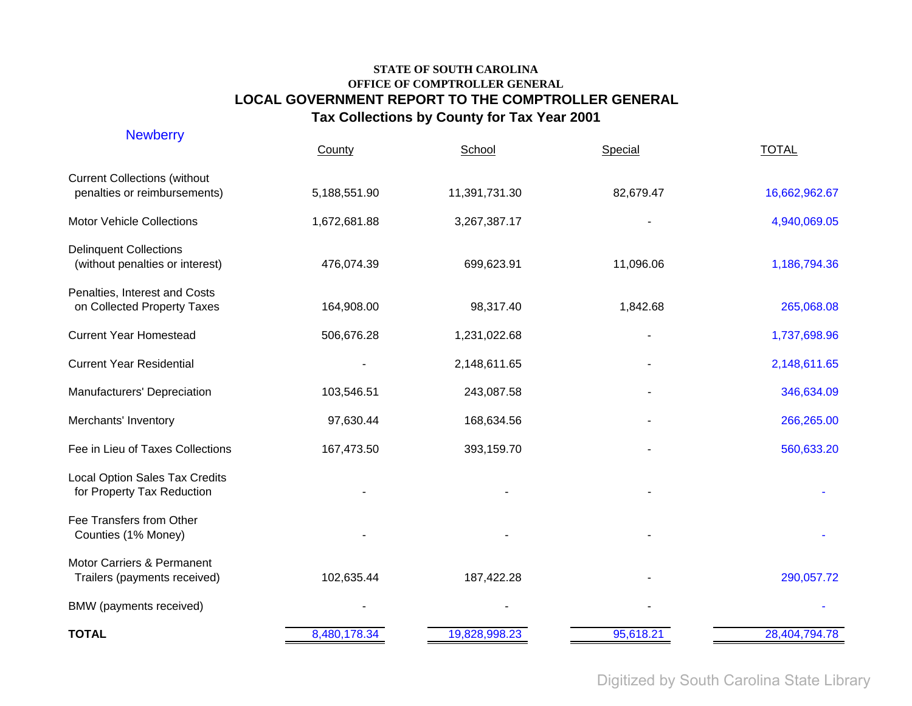**STATE OF SOUTH CAROLINA**
**OFFICE OF COMPTROLLER GENERAL**

## LOCAL GOVERNMENT REPORT TO THE COMPTROLLER GENERAL

### Tax Collections by County for Tax Year 2001

Newberry

| | County | School | Special | TOTAL |
|---|---|---|---|---|
| Current Collections (without penalties or reimbursements) | 5,188,551.90 | 11,391,731.30 | 82,679.47 | 16,662,962.67 |
| Motor Vehicle Collections | 1,672,681.88 | 3,267,387.17 | - | 4,940,069.05 |
| Delinquent Collections (without penalties or interest) | 476,074.39 | 699,623.91 | 11,096.06 | 1,186,794.36 |
| Penalties, Interest and Costs on Collected Property Taxes | 164,908.00 | 98,317.40 | 1,842.68 | 265,068.08 |
| Current Year Homestead | 506,676.28 | 1,231,022.68 | - | 1,737,698.96 |
| Current Year Residential | - | 2,148,611.65 | - | 2,148,611.65 |
| Manufacturers' Depreciation | 103,546.51 | 243,087.58 | - | 346,634.09 |
| Merchants' Inventory | 97,630.44 | 168,634.56 | - | 266,265.00 |
| Fee in Lieu of Taxes Collections | 167,473.50 | 393,159.70 | - | 560,633.20 |
| Local Option Sales Tax Credits for Property Tax Reduction | - | - | - | - |
| Fee Transfers from Other Counties (1% Money) | - | - | - | - |
| Motor Carriers & Permanent Trailers (payments received) | 102,635.44 | 187,422.28 | - | 290,057.72 |
| BMW (payments received) | - | - | - | - |
| **TOTAL** | 8,480,178.34 | 19,828,998.23 | 95,618.21 | 28,404,794.78 |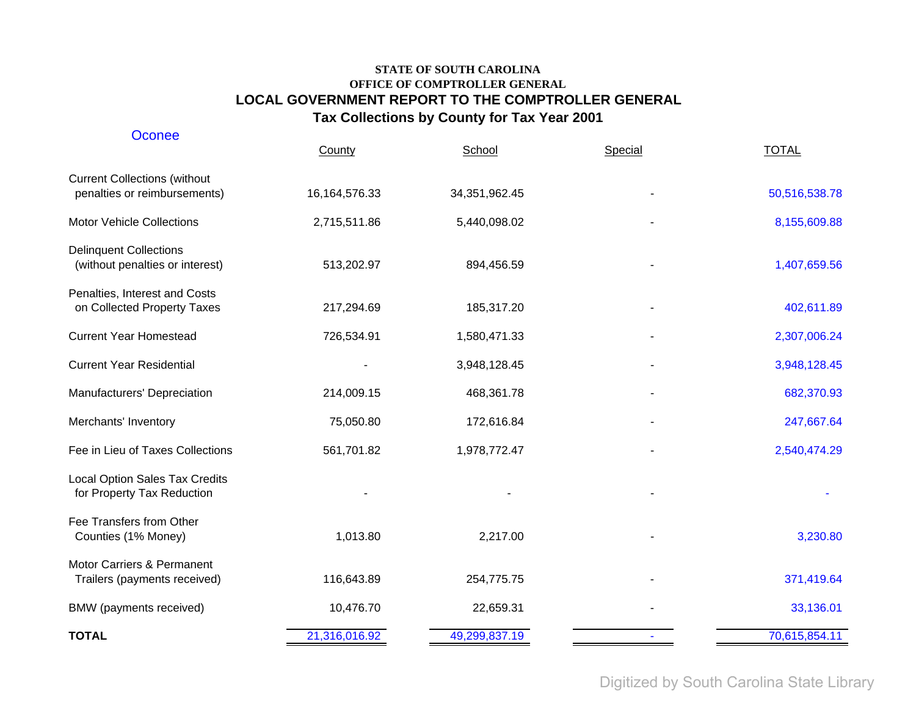**STATE OF SOUTH CAROLINA**
**OFFICE OF COMPTROLLER GENERAL**

## LOCAL GOVERNMENT REPORT TO THE COMPTROLLER GENERAL

### Tax Collections by County for Tax Year 2001

Oconee

| | County | School | Special | TOTAL |
|---|---|---|---|---|
| Current Collections (without penalties or reimbursements) | 16,164,576.33 | 34,351,962.45 | - | 50,516,538.78 |
| Motor Vehicle Collections | 2,715,511.86 | 5,440,098.02 | - | 8,155,609.88 |
| Delinquent Collections (without penalties or interest) | 513,202.97 | 894,456.59 | - | 1,407,659.56 |
| Penalties, Interest and Costs on Collected Property Taxes | 217,294.69 | 185,317.20 | - | 402,611.89 |
| Current Year Homestead | 726,534.91 | 1,580,471.33 | - | 2,307,006.24 |
| Current Year Residential | - | 3,948,128.45 | - | 3,948,128.45 |
| Manufacturers' Depreciation | 214,009.15 | 468,361.78 | - | 682,370.93 |
| Merchants' Inventory | 75,050.80 | 172,616.84 | - | 247,667.64 |
| Fee in Lieu of Taxes Collections | 561,701.82 | 1,978,772.47 | - | 2,540,474.29 |
| Local Option Sales Tax Credits for Property Tax Reduction | - | - | - | - |
| Fee Transfers from Other Counties (1% Money) | 1,013.80 | 2,217.00 | - | 3,230.80 |
| Motor Carriers & Permanent Trailers (payments received) | 116,643.89 | 254,775.75 | - | 371,419.64 |
| BMW (payments received) | 10,476.70 | 22,659.31 | - | 33,136.01 |
| **TOTAL** | 21,316,016.92 | 49,299,837.19 | - | 70,615,854.11 |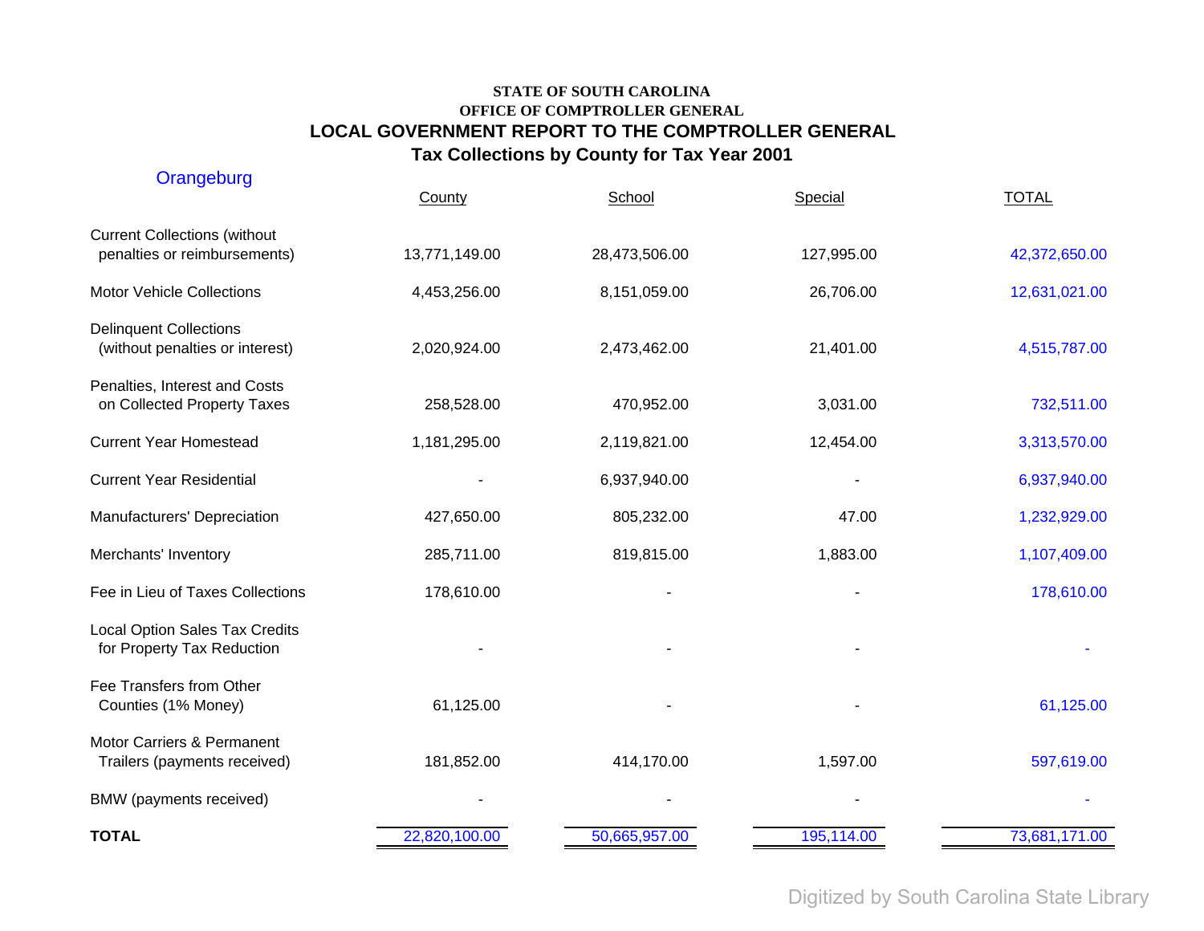**STATE OF SOUTH CAROLINA**
**OFFICE OF COMPTROLLER GENERAL**

# LOCAL GOVERNMENT REPORT TO THE COMPTROLLER GENERAL

## Tax Collections by County for Tax Year 2001

Orangeburg

| | County | School | Special | TOTAL |
|---|---|---|---|---|
| Current Collections (without penalties or reimbursements) | 13,771,149.00 | 28,473,506.00 | 127,995.00 | 42,372,650.00 |
| Motor Vehicle Collections | 4,453,256.00 | 8,151,059.00 | 26,706.00 | 12,631,021.00 |
| Delinquent Collections (without penalties or interest) | 2,020,924.00 | 2,473,462.00 | 21,401.00 | 4,515,787.00 |
| Penalties, Interest and Costs on Collected Property Taxes | 258,528.00 | 470,952.00 | 3,031.00 | 732,511.00 |
| Current Year Homestead | 1,181,295.00 | 2,119,821.00 | 12,454.00 | 3,313,570.00 |
| Current Year Residential | - | 6,937,940.00 | - | 6,937,940.00 |
| Manufacturers' Depreciation | 427,650.00 | 805,232.00 | 47.00 | 1,232,929.00 |
| Merchants' Inventory | 285,711.00 | 819,815.00 | 1,883.00 | 1,107,409.00 |
| Fee in Lieu of Taxes Collections | 178,610.00 | - | - | 178,610.00 |
| Local Option Sales Tax Credits for Property Tax Reduction | - | - | - | - |
| Fee Transfers from Other Counties (1% Money) | 61,125.00 | - | - | 61,125.00 |
| Motor Carriers & Permanent Trailers (payments received) | 181,852.00 | 414,170.00 | 1,597.00 | 597,619.00 |
| BMW (payments received) | - | - | - | - |
| **TOTAL** | 22,820,100.00 | 50,665,957.00 | 195,114.00 | 73,681,171.00 |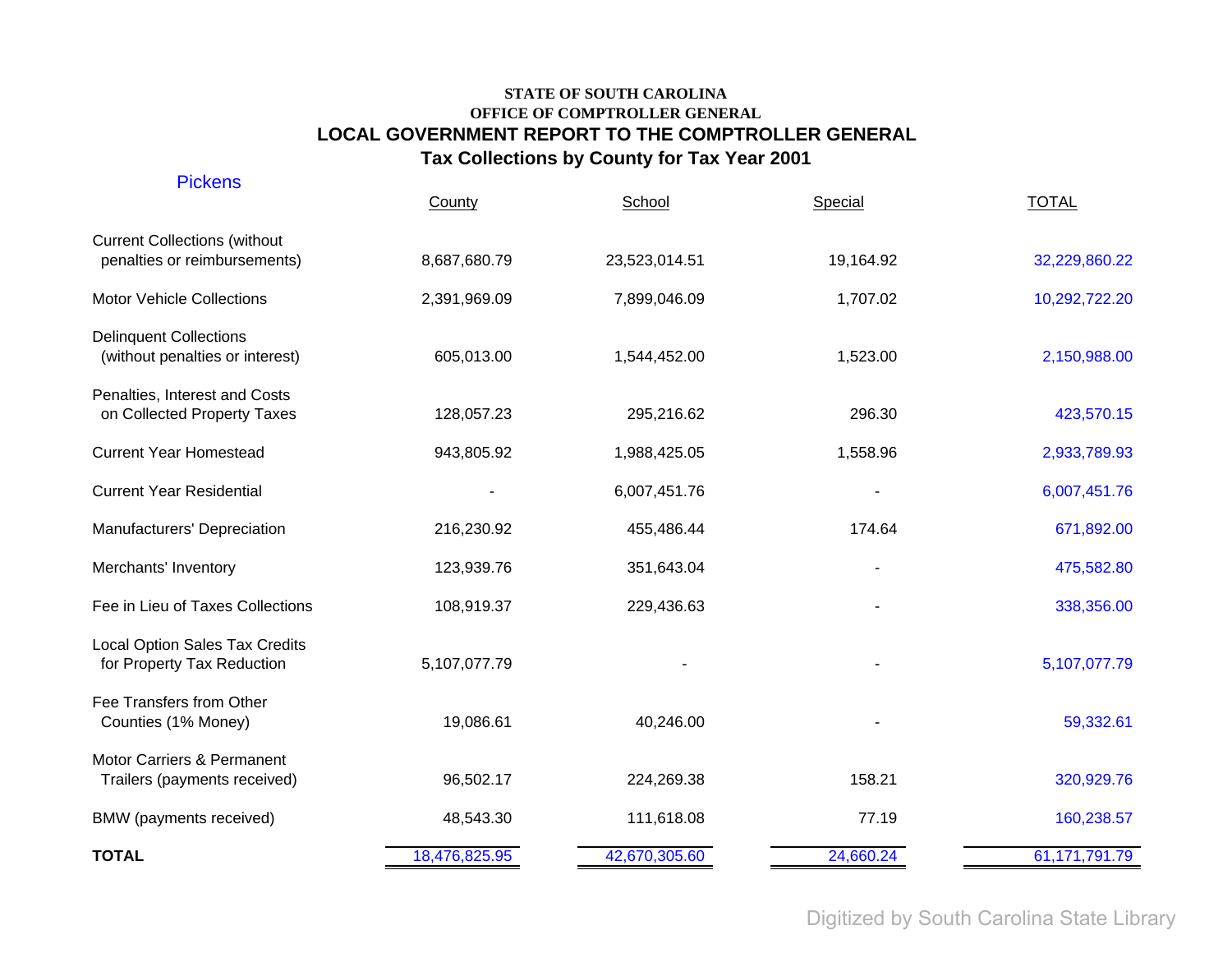**STATE OF SOUTH CAROLINA**
**OFFICE OF COMPTROLLER GENERAL**

## LOCAL GOVERNMENT REPORT TO THE COMPTROLLER GENERAL

### Tax Collections by County for Tax Year 2001

Pickens

| | County | School | Special | TOTAL |
|---|---|---|---|---|
| Current Collections (without penalties or reimbursements) | 8,687,680.79 | 23,523,014.51 | 19,164.92 | 32,229,860.22 |
| Motor Vehicle Collections | 2,391,969.09 | 7,899,046.09 | 1,707.02 | 10,292,722.20 |
| Delinquent Collections (without penalties or interest) | 605,013.00 | 1,544,452.00 | 1,523.00 | 2,150,988.00 |
| Penalties, Interest and Costs on Collected Property Taxes | 128,057.23 | 295,216.62 | 296.30 | 423,570.15 |
| Current Year Homestead | 943,805.92 | 1,988,425.05 | 1,558.96 | 2,933,789.93 |
| Current Year Residential | - | 6,007,451.76 | - | 6,007,451.76 |
| Manufacturers' Depreciation | 216,230.92 | 455,486.44 | 174.64 | 671,892.00 |
| Merchants' Inventory | 123,939.76 | 351,643.04 | - | 475,582.80 |
| Fee in Lieu of Taxes Collections | 108,919.37 | 229,436.63 | - | 338,356.00 |
| Local Option Sales Tax Credits for Property Tax Reduction | 5,107,077.79 | - | - | 5,107,077.79 |
| Fee Transfers from Other Counties (1% Money) | 19,086.61 | 40,246.00 | - | 59,332.61 |
| Motor Carriers & Permanent Trailers (payments received) | 96,502.17 | 224,269.38 | 158.21 | 320,929.76 |
| BMW (payments received) | 48,543.30 | 111,618.08 | 77.19 | 160,238.57 |
| **TOTAL** | 18,476,825.95 | 42,670,305.60 | 24,660.24 | 61,171,791.79 |

Digitized by South Carolina State Library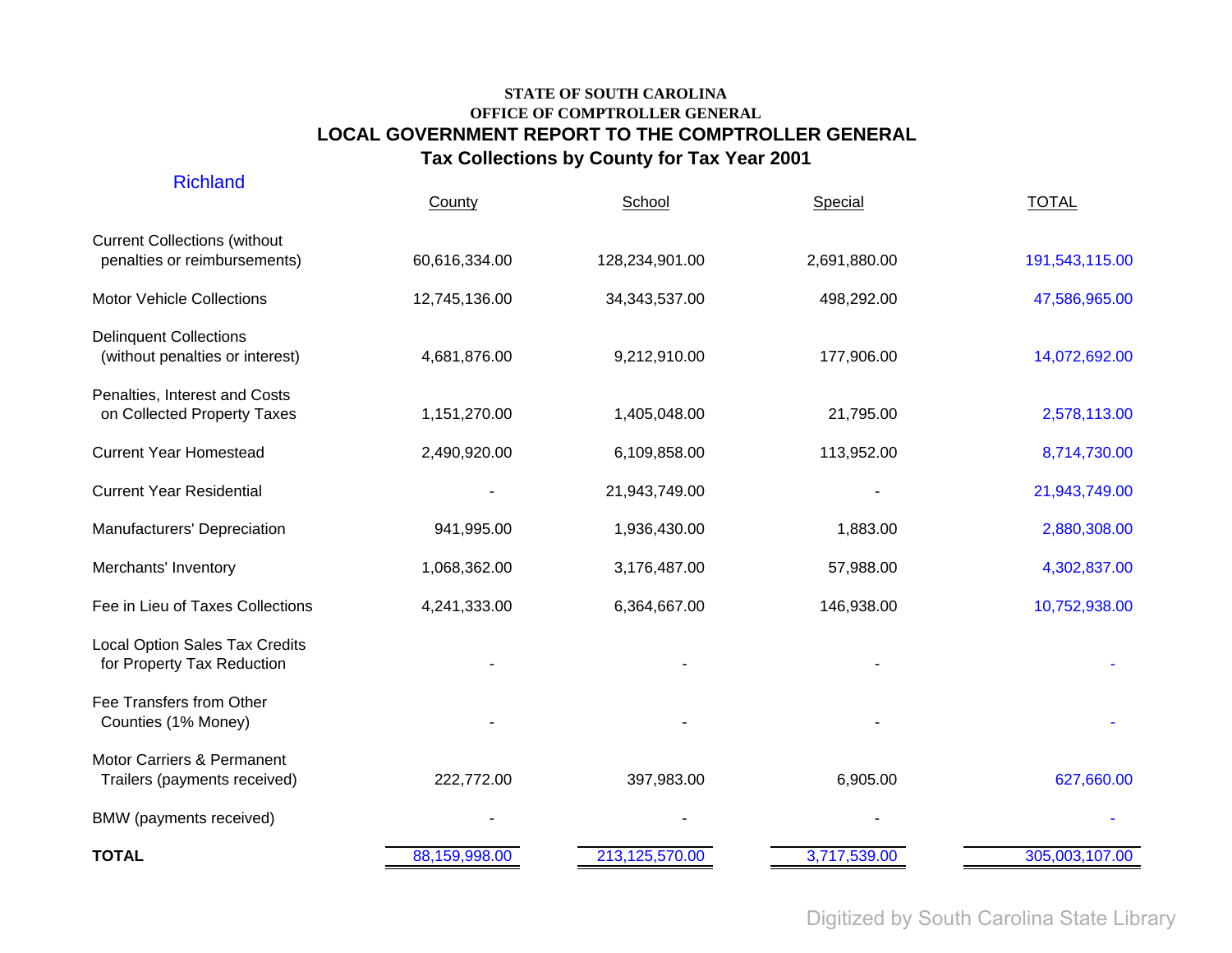**STATE OF SOUTH CAROLINA**
**OFFICE OF COMPTROLLER GENERAL**

## LOCAL GOVERNMENT REPORT TO THE COMPTROLLER GENERAL

## Tax Collections by County for Tax Year 2001

Richland

| | County | School | Special | TOTAL |
|---|---|---|---|---|
| Current Collections (without penalties or reimbursements) | 60,616,334.00 | 128,234,901.00 | 2,691,880.00 | 191,543,115.00 |
| Motor Vehicle Collections | 12,745,136.00 | 34,343,537.00 | 498,292.00 | 47,586,965.00 |
| Delinquent Collections (without penalties or interest) | 4,681,876.00 | 9,212,910.00 | 177,906.00 | 14,072,692.00 |
| Penalties, Interest and Costs on Collected Property Taxes | 1,151,270.00 | 1,405,048.00 | 21,795.00 | 2,578,113.00 |
| Current Year Homestead | 2,490,920.00 | 6,109,858.00 | 113,952.00 | 8,714,730.00 |
| Current Year Residential | - | 21,943,749.00 | - | 21,943,749.00 |
| Manufacturers' Depreciation | 941,995.00 | 1,936,430.00 | 1,883.00 | 2,880,308.00 |
| Merchants' Inventory | 1,068,362.00 | 3,176,487.00 | 57,988.00 | 4,302,837.00 |
| Fee in Lieu of Taxes Collections | 4,241,333.00 | 6,364,667.00 | 146,938.00 | 10,752,938.00 |
| Local Option Sales Tax Credits for Property Tax Reduction | - | - | - | - |
| Fee Transfers from Other Counties (1% Money) | - | - | - | - |
| Motor Carriers & Permanent Trailers (payments received) | 222,772.00 | 397,983.00 | 6,905.00 | 627,660.00 |
| BMW (payments received) | - | - | - | - |
| **TOTAL** | 88,159,998.00 | 213,125,570.00 | 3,717,539.00 | 305,003,107.00 |

Digitized by South Carolina State Library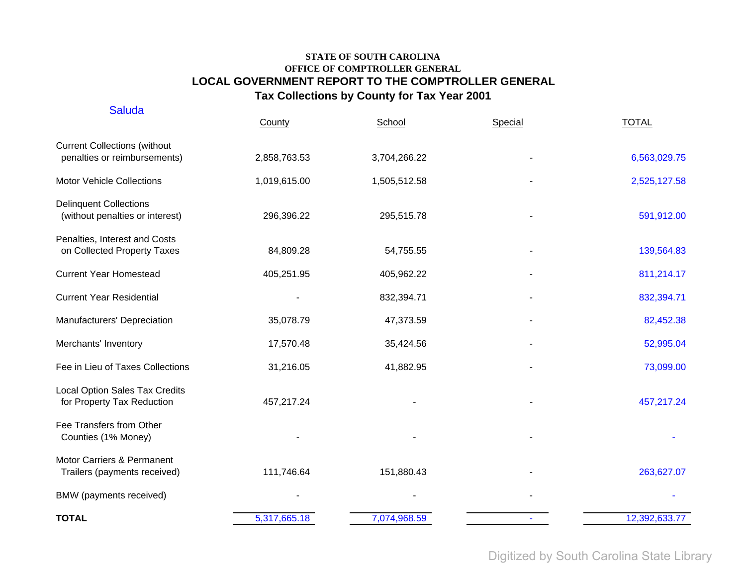**STATE OF SOUTH CAROLINA**
**OFFICE OF COMPTROLLER GENERAL**

# LOCAL GOVERNMENT REPORT TO THE COMPTROLLER GENERAL

## Tax Collections by County for Tax Year 2001

Saluda

| | County | School | Special | TOTAL |
|---|---|---|---|---|
| Current Collections (without penalties or reimbursements) | 2,858,763.53 | 3,704,266.22 | - | 6,563,029.75 |
| Motor Vehicle Collections | 1,019,615.00 | 1,505,512.58 | - | 2,525,127.58 |
| Delinquent Collections (without penalties or interest) | 296,396.22 | 295,515.78 | - | 591,912.00 |
| Penalties, Interest and Costs on Collected Property Taxes | 84,809.28 | 54,755.55 | - | 139,564.83 |
| Current Year Homestead | 405,251.95 | 405,962.22 | - | 811,214.17 |
| Current Year Residential | - | 832,394.71 | - | 832,394.71 |
| Manufacturers' Depreciation | 35,078.79 | 47,373.59 | - | 82,452.38 |
| Merchants' Inventory | 17,570.48 | 35,424.56 | - | 52,995.04 |
| Fee in Lieu of Taxes Collections | 31,216.05 | 41,882.95 | - | 73,099.00 |
| Local Option Sales Tax Credits for Property Tax Reduction | 457,217.24 | - | - | 457,217.24 |
| Fee Transfers from Other Counties (1% Money) | - | - | - | - |
| Motor Carriers & Permanent Trailers (payments received) | 111,746.64 | 151,880.43 | - | 263,627.07 |
| BMW (payments received) | - | - | - | - |
| **TOTAL** | 5,317,665.18 | 7,074,968.59 | - | 12,392,633.77 |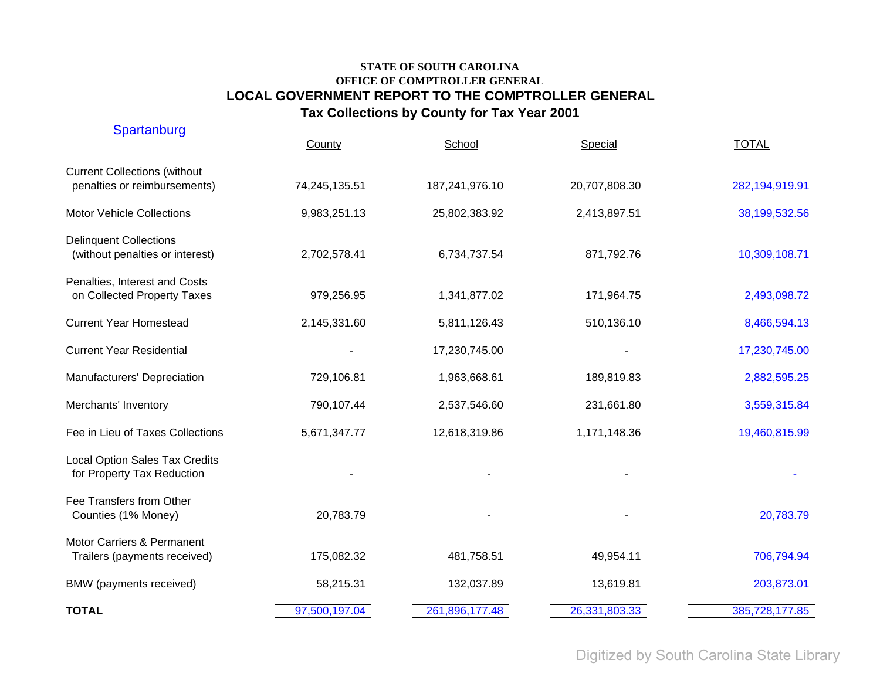**STATE OF SOUTH CAROLINA**

**OFFICE OF COMPTROLLER GENERAL**

## LOCAL GOVERNMENT REPORT TO THE COMPTROLLER GENERAL

## Tax Collections by County for Tax Year 2001

Spartanburg

| | County | School | Special | TOTAL |
|---|---|---|---|---|
| Current Collections (without penalties or reimbursements) | 74,245,135.51 | 187,241,976.10 | 20,707,808.30 | 282,194,919.91 |
| Motor Vehicle Collections | 9,983,251.13 | 25,802,383.92 | 2,413,897.51 | 38,199,532.56 |
| Delinquent Collections (without penalties or interest) | 2,702,578.41 | 6,734,737.54 | 871,792.76 | 10,309,108.71 |
| Penalties, Interest and Costs on Collected Property Taxes | 979,256.95 | 1,341,877.02 | 171,964.75 | 2,493,098.72 |
| Current Year Homestead | 2,145,331.60 | 5,811,126.43 | 510,136.10 | 8,466,594.13 |
| Current Year Residential | - | 17,230,745.00 | - | 17,230,745.00 |
| Manufacturers' Depreciation | 729,106.81 | 1,963,668.61 | 189,819.83 | 2,882,595.25 |
| Merchants' Inventory | 790,107.44 | 2,537,546.60 | 231,661.80 | 3,559,315.84 |
| Fee in Lieu of Taxes Collections | 5,671,347.77 | 12,618,319.86 | 1,171,148.36 | 19,460,815.99 |
| Local Option Sales Tax Credits for Property Tax Reduction | - | - | - | - |
| Fee Transfers from Other Counties (1% Money) | 20,783.79 | - | - | 20,783.79 |
| Motor Carriers & Permanent Trailers (payments received) | 175,082.32 | 481,758.51 | 49,954.11 | 706,794.94 |
| BMW (payments received) | 58,215.31 | 132,037.89 | 13,619.81 | 203,873.01 |
| **TOTAL** | 97,500,197.04 | 261,896,177.48 | 26,331,803.33 | 385,728,177.85 |

Digitized by South Carolina State Library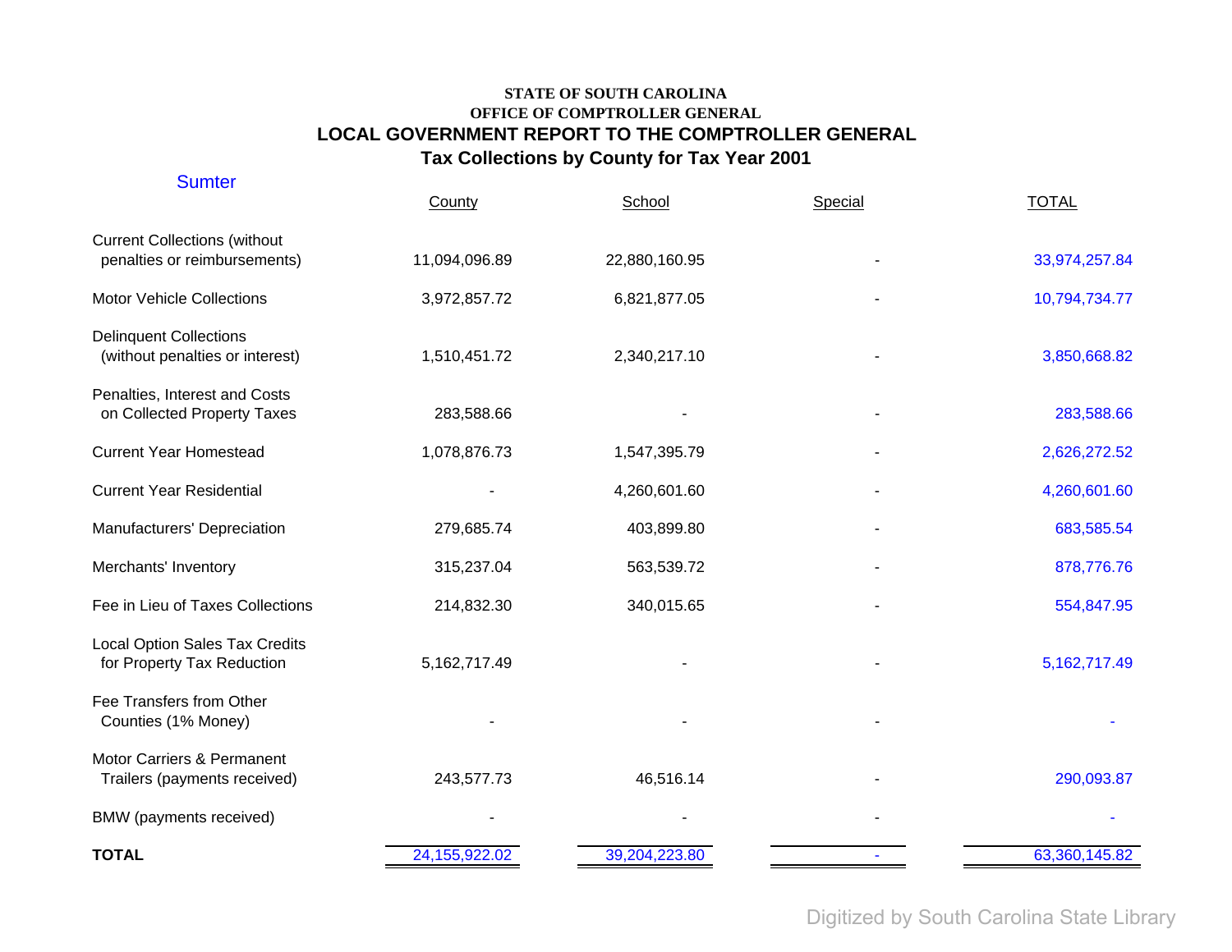STATE OF SOUTH CAROLINA
OFFICE OF COMPTROLLER GENERAL

# LOCAL GOVERNMENT REPORT TO THE COMPTROLLER GENERAL

## Tax Collections by County for Tax Year 2001

Sumter

| | County | School | Special | TOTAL |
|---|---|---|---|---|
| Current Collections (without penalties or reimbursements) | 11,094,096.89 | 22,880,160.95 | - | 33,974,257.84 |
| Motor Vehicle Collections | 3,972,857.72 | 6,821,877.05 | - | 10,794,734.77 |
| Delinquent Collections (without penalties or interest) | 1,510,451.72 | 2,340,217.10 | - | 3,850,668.82 |
| Penalties, Interest and Costs on Collected Property Taxes | 283,588.66 | - | - | 283,588.66 |
| Current Year Homestead | 1,078,876.73 | 1,547,395.79 | - | 2,626,272.52 |
| Current Year Residential | - | 4,260,601.60 | - | 4,260,601.60 |
| Manufacturers' Depreciation | 279,685.74 | 403,899.80 | - | 683,585.54 |
| Merchants' Inventory | 315,237.04 | 563,539.72 | - | 878,776.76 |
| Fee in Lieu of Taxes Collections | 214,832.30 | 340,015.65 | - | 554,847.95 |
| Local Option Sales Tax Credits for Property Tax Reduction | 5,162,717.49 | - | - | 5,162,717.49 |
| Fee Transfers from Other Counties (1% Money) | - | - | - | - |
| Motor Carriers & Permanent Trailers (payments received) | 243,577.73 | 46,516.14 | - | 290,093.87 |
| BMW (payments received) | - | - | - | - |
| **TOTAL** | 24,155,922.02 | 39,204,223.80 | - | 63,360,145.82 |

Digitized by South Carolina State Library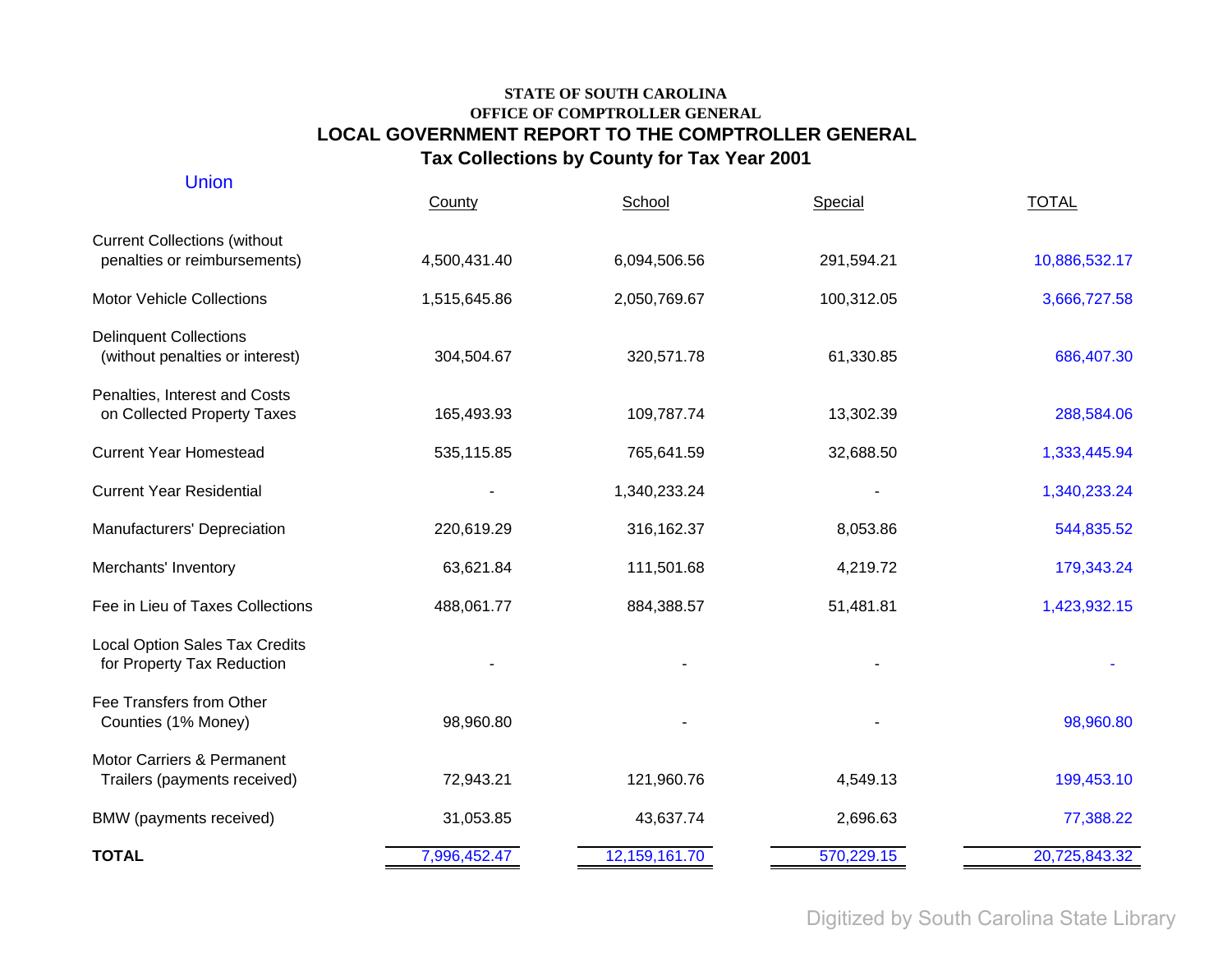**STATE OF SOUTH CAROLINA**
**OFFICE OF COMPTROLLER GENERAL**

# LOCAL GOVERNMENT REPORT TO THE COMPTROLLER GENERAL

## Tax Collections by County for Tax Year 2001

Union

| | County | School | Special | TOTAL |
|---|---|---|---|---|
| Current Collections (without penalties or reimbursements) | 4,500,431.40 | 6,094,506.56 | 291,594.21 | 10,886,532.17 |
| Motor Vehicle Collections | 1,515,645.86 | 2,050,769.67 | 100,312.05 | 3,666,727.58 |
| Delinquent Collections (without penalties or interest) | 304,504.67 | 320,571.78 | 61,330.85 | 686,407.30 |
| Penalties, Interest and Costs on Collected Property Taxes | 165,493.93 | 109,787.74 | 13,302.39 | 288,584.06 |
| Current Year Homestead | 535,115.85 | 765,641.59 | 32,688.50 | 1,333,445.94 |
| Current Year Residential | - | 1,340,233.24 | - | 1,340,233.24 |
| Manufacturers' Depreciation | 220,619.29 | 316,162.37 | 8,053.86 | 544,835.52 |
| Merchants' Inventory | 63,621.84 | 111,501.68 | 4,219.72 | 179,343.24 |
| Fee in Lieu of Taxes Collections | 488,061.77 | 884,388.57 | 51,481.81 | 1,423,932.15 |
| Local Option Sales Tax Credits for Property Tax Reduction | - | - | - | - |
| Fee Transfers from Other Counties (1% Money) | 98,960.80 | - | - | 98,960.80 |
| Motor Carriers & Permanent Trailers (payments received) | 72,943.21 | 121,960.76 | 4,549.13 | 199,453.10 |
| BMW (payments received) | 31,053.85 | 43,637.74 | 2,696.63 | 77,388.22 |
| **TOTAL** | 7,996,452.47 | 12,159,161.70 | 570,229.15 | 20,725,843.32 |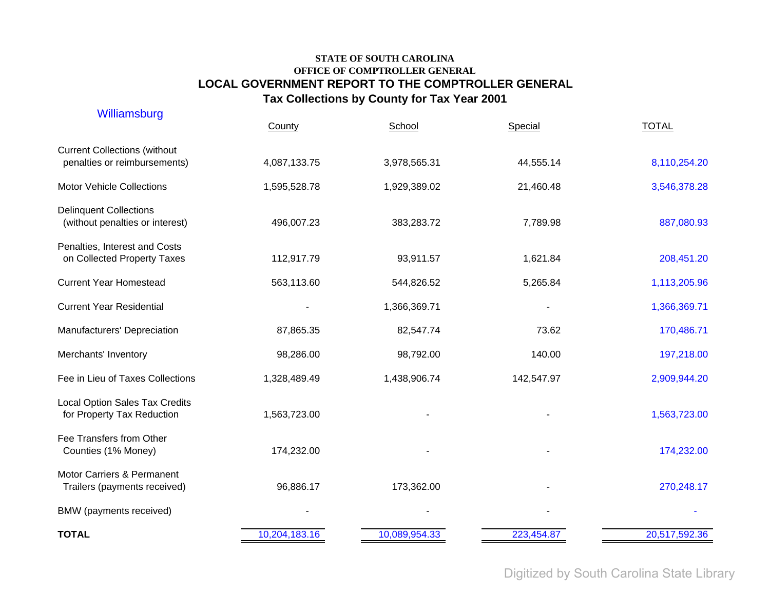**STATE OF SOUTH CAROLINA**
**OFFICE OF COMPTROLLER GENERAL**
**LOCAL GOVERNMENT REPORT TO THE COMPTROLLER GENERAL**
**Tax Collections by County for Tax Year 2001**

## Williamsburg

| | County | School | Special | TOTAL |
|---|---|---|---|---|
| Current Collections (without penalties or reimbursements) | 4,087,133.75 | 3,978,565.31 | 44,555.14 | 8,110,254.20 |
| Motor Vehicle Collections | 1,595,528.78 | 1,929,389.02 | 21,460.48 | 3,546,378.28 |
| Delinquent Collections (without penalties or interest) | 496,007.23 | 383,283.72 | 7,789.98 | 887,080.93 |
| Penalties, Interest and Costs on Collected Property Taxes | 112,917.79 | 93,911.57 | 1,621.84 | 208,451.20 |
| Current Year Homestead | 563,113.60 | 544,826.52 | 5,265.84 | 1,113,205.96 |
| Current Year Residential | - | 1,366,369.71 | - | 1,366,369.71 |
| Manufacturers' Depreciation | 87,865.35 | 82,547.74 | 73.62 | 170,486.71 |
| Merchants' Inventory | 98,286.00 | 98,792.00 | 140.00 | 197,218.00 |
| Fee in Lieu of Taxes Collections | 1,328,489.49 | 1,438,906.74 | 142,547.97 | 2,909,944.20 |
| Local Option Sales Tax Credits for Property Tax Reduction | 1,563,723.00 | - | - | 1,563,723.00 |
| Fee Transfers from Other Counties (1% Money) | 174,232.00 | - | - | 174,232.00 |
| Motor Carriers & Permanent Trailers (payments received) | 96,886.17 | 173,362.00 | - | 270,248.17 |
| BMW (payments received) | - | - | - | - |
| **TOTAL** | 10,204,183.16 | 10,089,954.33 | 223,454.87 | 20,517,592.36 |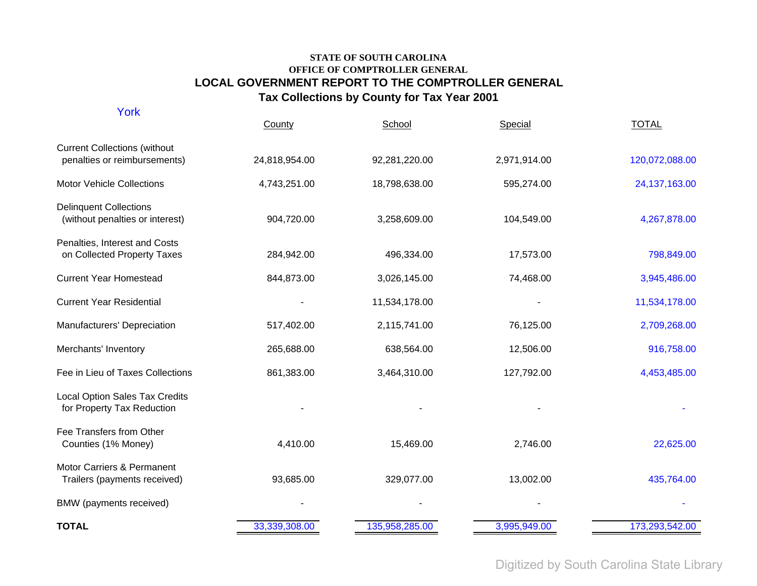STATE OF SOUTH CAROLINA
OFFICE OF COMPTROLLER GENERAL

## LOCAL GOVERNMENT REPORT TO THE COMPTROLLER GENERAL

### Tax Collections by County for Tax Year 2001

York

| | County | School | Special | TOTAL |
|---|---|---|---|---|
| Current Collections (without penalties or reimbursements) | 24,818,954.00 | 92,281,220.00 | 2,971,914.00 | 120,072,088.00 |
| Motor Vehicle Collections | 4,743,251.00 | 18,798,638.00 | 595,274.00 | 24,137,163.00 |
| Delinquent Collections (without penalties or interest) | 904,720.00 | 3,258,609.00 | 104,549.00 | 4,267,878.00 |
| Penalties, Interest and Costs on Collected Property Taxes | 284,942.00 | 496,334.00 | 17,573.00 | 798,849.00 |
| Current Year Homestead | 844,873.00 | 3,026,145.00 | 74,468.00 | 3,945,486.00 |
| Current Year Residential | - | 11,534,178.00 | - | 11,534,178.00 |
| Manufacturers' Depreciation | 517,402.00 | 2,115,741.00 | 76,125.00 | 2,709,268.00 |
| Merchants' Inventory | 265,688.00 | 638,564.00 | 12,506.00 | 916,758.00 |
| Fee in Lieu of Taxes Collections | 861,383.00 | 3,464,310.00 | 127,792.00 | 4,453,485.00 |
| Local Option Sales Tax Credits for Property Tax Reduction | - | - | - | - |
| Fee Transfers from Other Counties (1% Money) | 4,410.00 | 15,469.00 | 2,746.00 | 22,625.00 |
| Motor Carriers & Permanent Trailers (payments received) | 93,685.00 | 329,077.00 | 13,002.00 | 435,764.00 |
| BMW (payments received) | - | - | - | - |
| **TOTAL** | 33,339,308.00 | 135,958,285.00 | 3,995,949.00 | 173,293,542.00 |

Digitized by South Carolina State Library